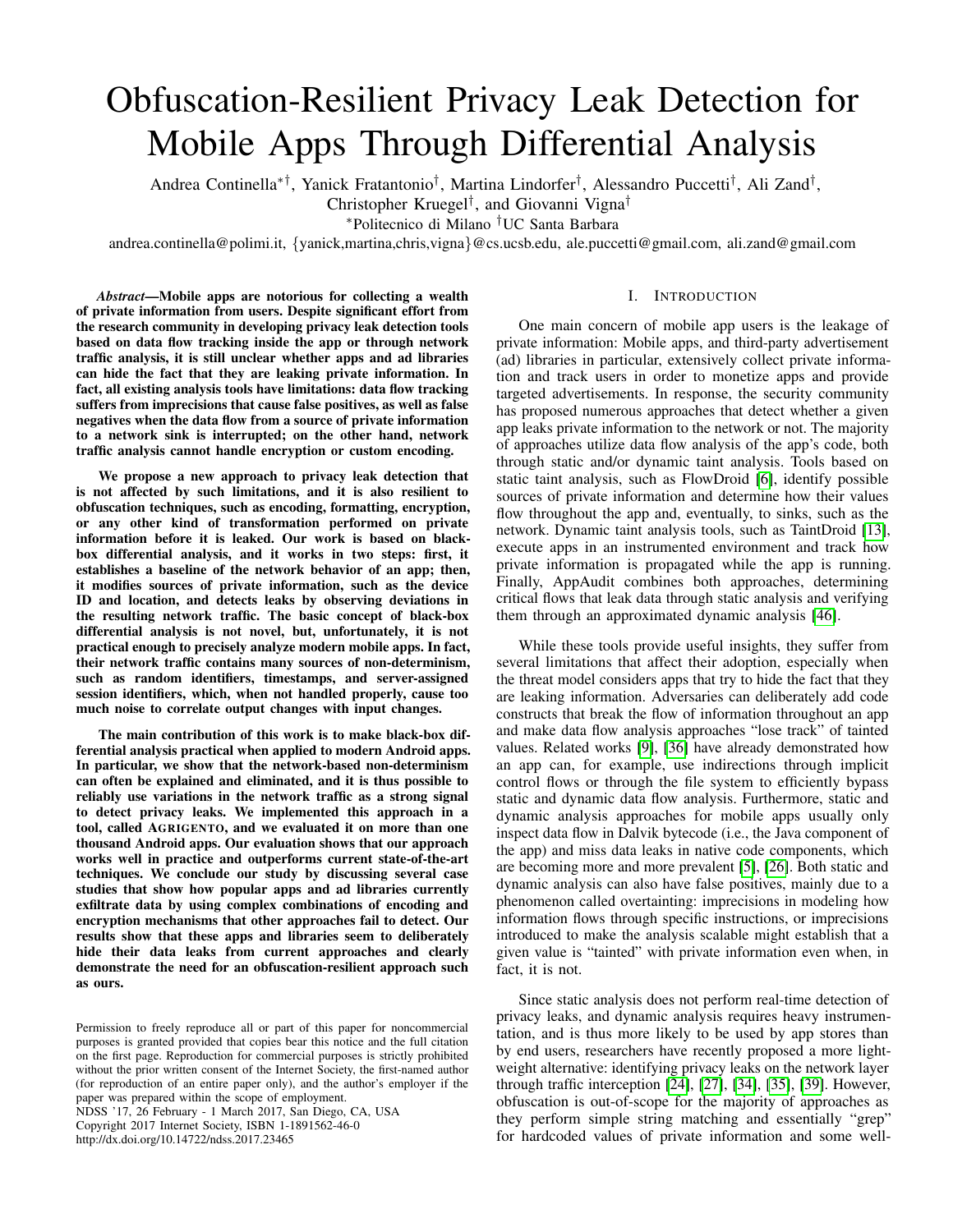# Obfuscation-Resilient Privacy Leak Detection for Mobile Apps Through Differential Analysis

Andrea Continella[*†], Yanick Fratantonio[†], Martina Lindorfer[†], Alessandro Puccetti[†], Ali Zand[†], Christopher Kruegel[†], and Giovanni Vigna[†]

[*]Politecnico di Milano [†]UC Santa Barbara

andrea.continella@polimi.it, {yanick,martina,chris,vigna}@cs.ucsb.edu, ale.puccetti@gmail.com, ali.zand@gmail.com

***Abstract*—Mobile apps are notorious for collecting a wealth of private information from users. Despite significant effort from the research community in developing privacy leak detection tools based on data flow tracking inside the app or through network traffic analysis, it is still unclear whether apps and ad libraries can hide the fact that they are leaking private information. In fact, all existing analysis tools have limitations: data flow tracking suffers from imprecisions that cause false positives, as well as false negatives when the data flow from a source of private information to a network sink is interrupted; on the other hand, network traffic analysis cannot handle encryption or custom encoding.**

**We propose a new approach to privacy leak detection that is not affected by such limitations, and it is also resilient to obfuscation techniques, such as encoding, formatting, encryption, or any other kind of transformation performed on private information before it is leaked. Our work is based on black-box differential analysis, and it works in two steps: first, it establishes a baseline of the network behavior of an app; then, it modifies sources of private information, such as the device ID and location, and detects leaks by observing deviations in the resulting network traffic. The basic concept of black-box differential analysis is not novel, but, unfortunately, it is not practical enough to precisely analyze modern mobile apps. In fact, their network traffic contains many sources of non-determinism, such as random identifiers, timestamps, and server-assigned session identifiers, which, when not handled properly, cause too much noise to correlate output changes with input changes.**

**The main contribution of this work is to make black-box differential analysis practical when applied to modern Android apps. In particular, we show that the network-based non-determinism can often be explained and eliminated, and it is thus possible to reliably use variations in the network traffic as a strong signal to detect privacy leaks. We implemented this approach in a tool, called AGRIGENTO, and we evaluated it on more than one thousand Android apps. Our evaluation shows that our approach works well in practice and outperforms current state-of-the-art techniques. We conclude our study by discussing several case studies that show how popular apps and ad libraries currently exfiltrate data by using complex combinations of encoding and encryption mechanisms that other approaches fail to detect. Our results show that these apps and libraries seem to deliberately hide their data leaks from current approaches and clearly demonstrate the need for an obfuscation-resilient approach such as ours.**

Permission to freely reproduce all or part of this paper for noncommercial purposes is granted provided that copies bear this notice and the full citation on the first page. Reproduction for commercial purposes is strictly prohibited without the prior written consent of the Internet Society, the first-named author (for reproduction of an entire paper only), and the author's employer if the paper was prepared within the scope of employment.
NDSS '17, 26 February - 1 March 2017, San Diego, CA, USA
Copyright 2017 Internet Society, ISBN 1-1891562-46-0
http://dx.doi.org/10.14722/ndss.2017.23465

## I. Introduction

One main concern of mobile app users is the leakage of private information: Mobile apps, and third-party advertisement (ad) libraries in particular, extensively collect private information and track users in order to monetize apps and provide targeted advertisements. In response, the security community has proposed numerous approaches that detect whether a given app leaks private information to the network or not. The majority of approaches utilize data flow analysis of the app's code, both through static and/or dynamic taint analysis. Tools based on static taint analysis, such as FlowDroid [6], identify possible sources of private information and determine how their values flow throughout the app and, eventually, to sinks, such as the network. Dynamic taint analysis tools, such as TaintDroid [13], execute apps in an instrumented environment and track how private information is propagated while the app is running. Finally, AppAudit combines both approaches, determining critical flows that leak data through static analysis and verifying them through an approximated dynamic analysis [46].

While these tools provide useful insights, they suffer from several limitations that affect their adoption, especially when the threat model considers apps that try to hide the fact that they are leaking information. Adversaries can deliberately add code constructs that break the flow of information throughout an app and make data flow analysis approaches "lose track" of tainted values. Related works [9], [36] have already demonstrated how an app can, for example, use indirections through implicit control flows or through the file system to efficiently bypass static and dynamic data flow analysis. Furthermore, static and dynamic analysis approaches for mobile apps usually only inspect data flow in Dalvik bytecode (i.e., the Java component of the app) and miss data leaks in native code components, which are becoming more and more prevalent [5], [26]. Both static and dynamic analysis can also have false positives, mainly due to a phenomenon called overtainting: imprecisions in modeling how information flows through specific instructions, or imprecisions introduced to make the analysis scalable might establish that a given value is "tainted" with private information even when, in fact, it is not.

Since static analysis does not perform real-time detection of privacy leaks, and dynamic analysis requires heavy instrumentation, and is thus more likely to be used by app stores than by end users, researchers have recently proposed a more lightweight alternative: identifying privacy leaks on the network layer through traffic interception [24], [27], [34], [35], [39]. However, obfuscation is out-of-scope for the majority of approaches as they perform simple string matching and essentially "grep" for hardcoded values of private information and some well-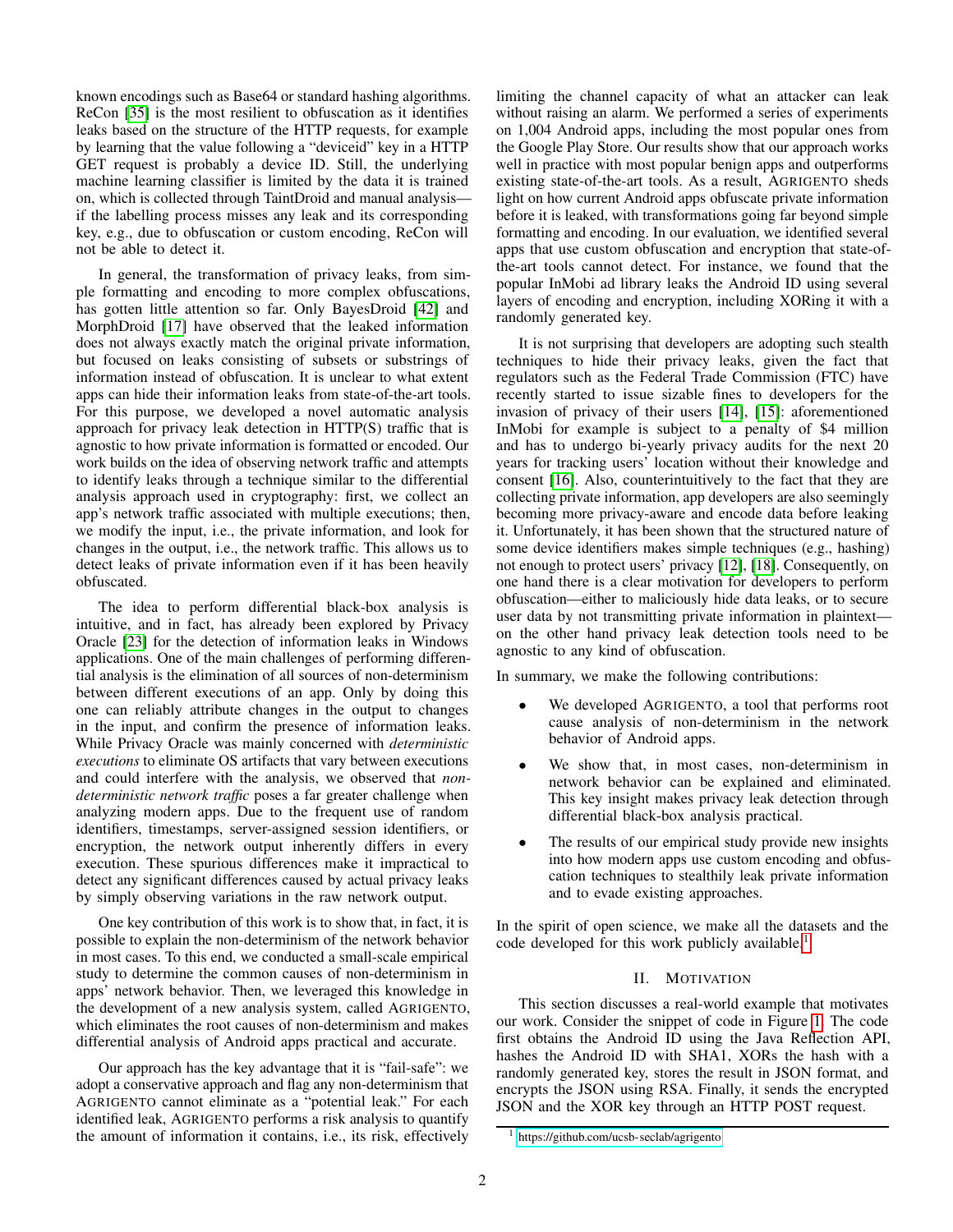known encodings such as Base64 or standard hashing algorithms. ReCon [35] is the most resilient to obfuscation as it identifies leaks based on the structure of the HTTP requests, for example by learning that the value following a "deviceid" key in a HTTP GET request is probably a device ID. Still, the underlying machine learning classifier is limited by the data it is trained on, which is collected through TaintDroid and manual analysis—if the labelling process misses any leak and its corresponding key, e.g., due to obfuscation or custom encoding, ReCon will not be able to detect it.

In general, the transformation of privacy leaks, from simple formatting and encoding to more complex obfuscations, has gotten little attention so far. Only BayesDroid [42] and MorphDroid [17] have observed that the leaked information does not always exactly match the original private information, but focused on leaks consisting of subsets or substrings of information instead of obfuscation. It is unclear to what extent apps can hide their information leaks from state-of-the-art tools. For this purpose, we developed a novel automatic analysis approach for privacy leak detection in HTTP(S) traffic that is agnostic to how private information is formatted or encoded. Our work builds on the idea of observing network traffic and attempts to identify leaks through a technique similar to the differential analysis approach used in cryptography: first, we collect an app's network traffic associated with multiple executions; then, we modify the input, i.e., the private information, and look for changes in the output, i.e., the network traffic. This allows us to detect leaks of private information even if it has been heavily obfuscated.

The idea to perform differential black-box analysis is intuitive, and in fact, has already been explored by Privacy Oracle [23] for the detection of information leaks in Windows applications. One of the main challenges of performing differential analysis is the elimination of all sources of non-determinism between different executions of an app. Only by doing this one can reliably attribute changes in the output to changes in the input, and confirm the presence of information leaks. While Privacy Oracle was mainly concerned with *deterministic executions* to eliminate OS artifacts that vary between executions and could interfere with the analysis, we observed that *non-deterministic network traffic* poses a far greater challenge when analyzing modern apps. Due to the frequent use of random identifiers, timestamps, server-assigned session identifiers, or encryption, the network output inherently differs in every execution. These spurious differences make it impractical to detect any significant differences caused by actual privacy leaks by simply observing variations in the raw network output.

One key contribution of this work is to show that, in fact, it is possible to explain the non-determinism of the network behavior in most cases. To this end, we conducted a small-scale empirical study to determine the common causes of non-determinism in apps' network behavior. Then, we leveraged this knowledge in the development of a new analysis system, called AGRIGENTO, which eliminates the root causes of non-determinism and makes differential analysis of Android apps practical and accurate.

Our approach has the key advantage that it is "fail-safe": we adopt a conservative approach and flag any non-determinism that AGRIGENTO cannot eliminate as a "potential leak." For each identified leak, AGRIGENTO performs a risk analysis to quantify the amount of information it contains, i.e., its risk, effectively limiting the channel capacity of what an attacker can leak without raising an alarm. We performed a series of experiments on 1,004 Android apps, including the most popular ones from the Google Play Store. Our results show that our approach works well in practice with most popular benign apps and outperforms existing state-of-the-art tools. As a result, AGRIGENTO sheds light on how current Android apps obfuscate private information before it is leaked, with transformations going far beyond simple formatting and encoding. In our evaluation, we identified several apps that use custom obfuscation and encryption that state-of-the-art tools cannot detect. For instance, we found that the popular InMobi ad library leaks the Android ID using several layers of encoding and encryption, including XORing it with a randomly generated key.

It is not surprising that developers are adopting such stealth techniques to hide their privacy leaks, given the fact that regulators such as the Federal Trade Commission (FTC) have recently started to issue sizable fines to developers for the invasion of privacy of their users [14], [15]: aforementioned InMobi for example is subject to a penalty of $4 million and has to undergo bi-yearly privacy audits for the next 20 years for tracking users' location without their knowledge and consent [16]. Also, counterintuitively to the fact that they are collecting private information, app developers are also seemingly becoming more privacy-aware and encode data before leaking it. Unfortunately, it has been shown that the structured nature of some device identifiers makes simple techniques (e.g., hashing) not enough to protect users' privacy [12], [18]. Consequently, on one hand there is a clear motivation for developers to perform obfuscation—either to maliciously hide data leaks, or to secure user data by not transmitting private information in plaintext—on the other hand privacy leak detection tools need to be agnostic to any kind of obfuscation.

In summary, we make the following contributions:

- We developed AGRIGENTO, a tool that performs root cause analysis of non-determinism in the network behavior of Android apps.
- We show that, in most cases, non-determinism in network behavior can be explained and eliminated. This key insight makes privacy leak detection through differential black-box analysis practical.
- The results of our empirical study provide new insights into how modern apps use custom encoding and obfuscation techniques to stealthily leak private information and to evade existing approaches.

In the spirit of open science, we make all the datasets and the code developed for this work publicly available.[1]

## II. MOTIVATION

This section discusses a real-world example that motivates our work. Consider the snippet of code in Figure 1. The code first obtains the Android ID using the Java Reflection API, hashes the Android ID with SHA1, XORs the hash with a randomly generated key, stores the result in JSON format, and encrypts the JSON using RSA. Finally, it sends the encrypted JSON and the XOR key through an HTTP POST request.

[1] https://github.com/ucsb-seclab/agrigento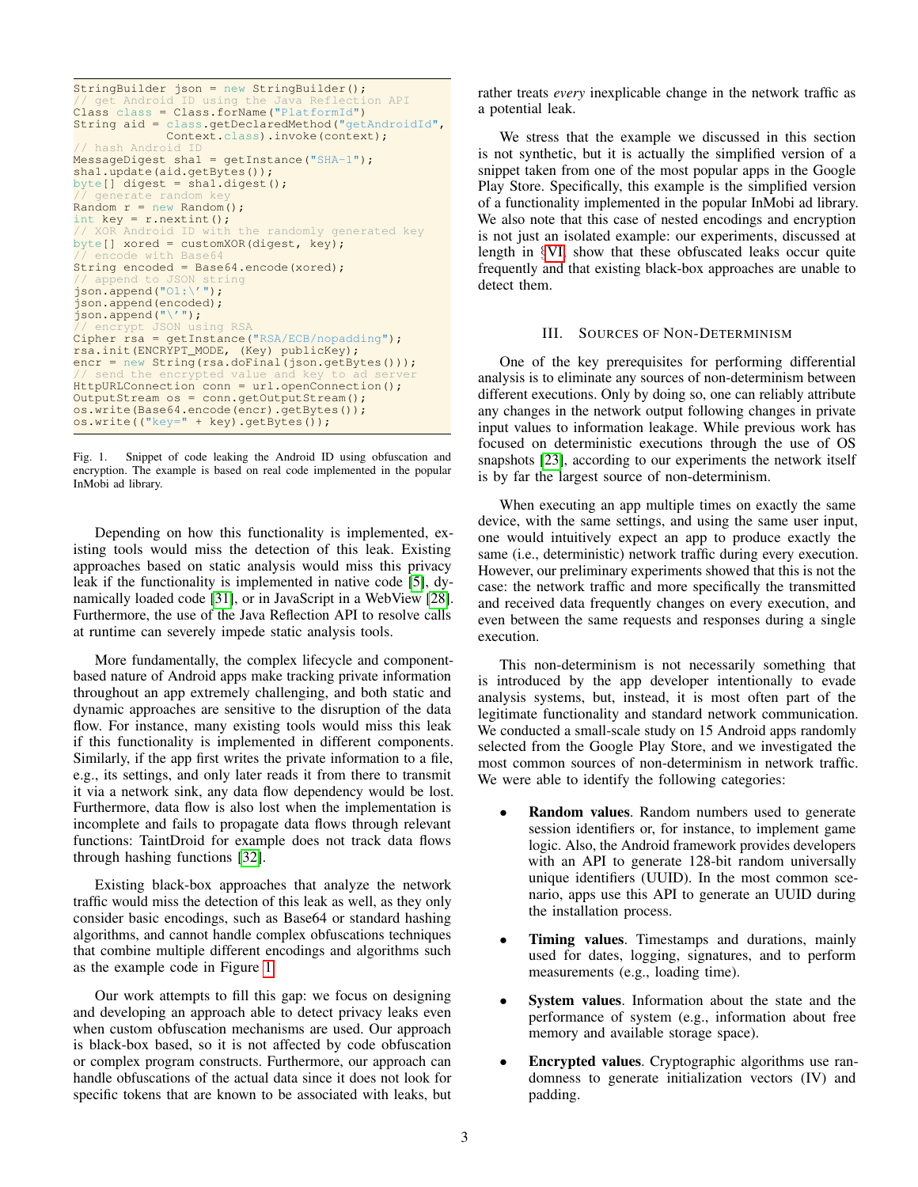```java
StringBuilder json = new StringBuilder();
// get Android ID using the Java Reflection API
Class class = Class.forName("PlatformId")
String aid = class.getDeclaredMethod("getAndroidId",
            Context.class).invoke(context);
// hash Android ID
MessageDigest sha1 = getInstance("SHA-1");
sha1.update(aid.getBytes());
byte[] digest = sha1.digest();
// generate random key
Random r = new Random();
int key = r.nextint();
// XOR Android ID with the randomly generated key
byte[] xored = customXOR(digest, key);
// encode with Base64
String encoded = Base64.encode(xored);
// append to JSON string
json.append("O1:\'");
json.append(encoded);
json.append("\'");
// encrypt JSON using RSA
Cipher rsa = getInstance("RSA/ECB/nopadding");
rsa.init(ENCRYPT_MODE, (Key) publicKey);
encr = new String(rsa.doFinal(json.getBytes()));
// send the encrypted value and key to ad server
HttpURLConnection conn = url.openConnection();
OutputStream os = conn.getOutputStream();
os.write(Base64.encode(encr).getBytes());
os.write(("key=" + key).getBytes());
```

Fig. 1. Snippet of code leaking the Android ID using obfuscation and encryption. The example is based on real code implemented in the popular InMobi ad library.

Depending on how this functionality is implemented, existing tools would miss the detection of this leak. Existing approaches based on static analysis would miss this privacy leak if the functionality is implemented in native code [5], dynamically loaded code [31], or in JavaScript in a WebView [28]. Furthermore, the use of the Java Reflection API to resolve calls at runtime can severely impede static analysis tools.

More fundamentally, the complex lifecycle and component-based nature of Android apps make tracking private information throughout an app extremely challenging, and both static and dynamic approaches are sensitive to the disruption of the data flow. For instance, many existing tools would miss this leak if this functionality is implemented in different components. Similarly, if the app first writes the private information to a file, e.g., its settings, and only later reads it from there to transmit it via a network sink, any data flow dependency would be lost. Furthermore, data flow is also lost when the implementation is incomplete and fails to propagate data flows through relevant functions: TaintDroid for example does not track data flows through hashing functions [32].

Existing black-box approaches that analyze the network traffic would miss the detection of this leak as well, as they only consider basic encodings, such as Base64 or standard hashing algorithms, and cannot handle complex obfuscations techniques that combine multiple different encodings and algorithms such as the example code in Figure 1.

Our work attempts to fill this gap: we focus on designing and developing an approach able to detect privacy leaks even when custom obfuscation mechanisms are used. Our approach is black-box based, so it is not affected by code obfuscation or complex program constructs. Furthermore, our approach can handle obfuscations of the actual data since it does not look for specific tokens that are known to be associated with leaks, but rather treats *every* inexplicable change in the network traffic as a potential leak.

We stress that the example we discussed in this section is not synthetic, but it is actually the simplified version of a snippet taken from one of the most popular apps in the Google Play Store. Specifically, this example is the simplified version of a functionality implemented in the popular InMobi ad library. We also note that this case of nested encodings and encryption is not just an isolated example: our experiments, discussed at length in §VI, show that these obfuscated leaks occur quite frequently and that existing black-box approaches are unable to detect them.

## III. Sources of Non-Determinism

One of the key prerequisites for performing differential analysis is to eliminate any sources of non-determinism between different executions. Only by doing so, one can reliably attribute any changes in the network output following changes in private input values to information leakage. While previous work has focused on deterministic executions through the use of OS snapshots [23], according to our experiments the network itself is by far the largest source of non-determinism.

When executing an app multiple times on exactly the same device, with the same settings, and using the same user input, one would intuitively expect an app to produce exactly the same (i.e., deterministic) network traffic during every execution. However, our preliminary experiments showed that this is not the case: the network traffic and more specifically the transmitted and received data frequently changes on every execution, and even between the same requests and responses during a single execution.

This non-determinism is not necessarily something that is introduced by the app developer intentionally to evade analysis systems, but, instead, it is most often part of the legitimate functionality and standard network communication. We conducted a small-scale study on 15 Android apps randomly selected from the Google Play Store, and we investigated the most common sources of non-determinism in network traffic. We were able to identify the following categories:

- **Random values**. Random numbers used to generate session identifiers or, for instance, to implement game logic. Also, the Android framework provides developers with an API to generate 128-bit random universally unique identifiers (UUID). In the most common scenario, apps use this API to generate an UUID during the installation process.
- **Timing values**. Timestamps and durations, mainly used for dates, logging, signatures, and to perform measurements (e.g., loading time).
- **System values**. Information about the state and the performance of system (e.g., information about free memory and available storage space).
- **Encrypted values**. Cryptographic algorithms use randomness to generate initialization vectors (IV) and padding.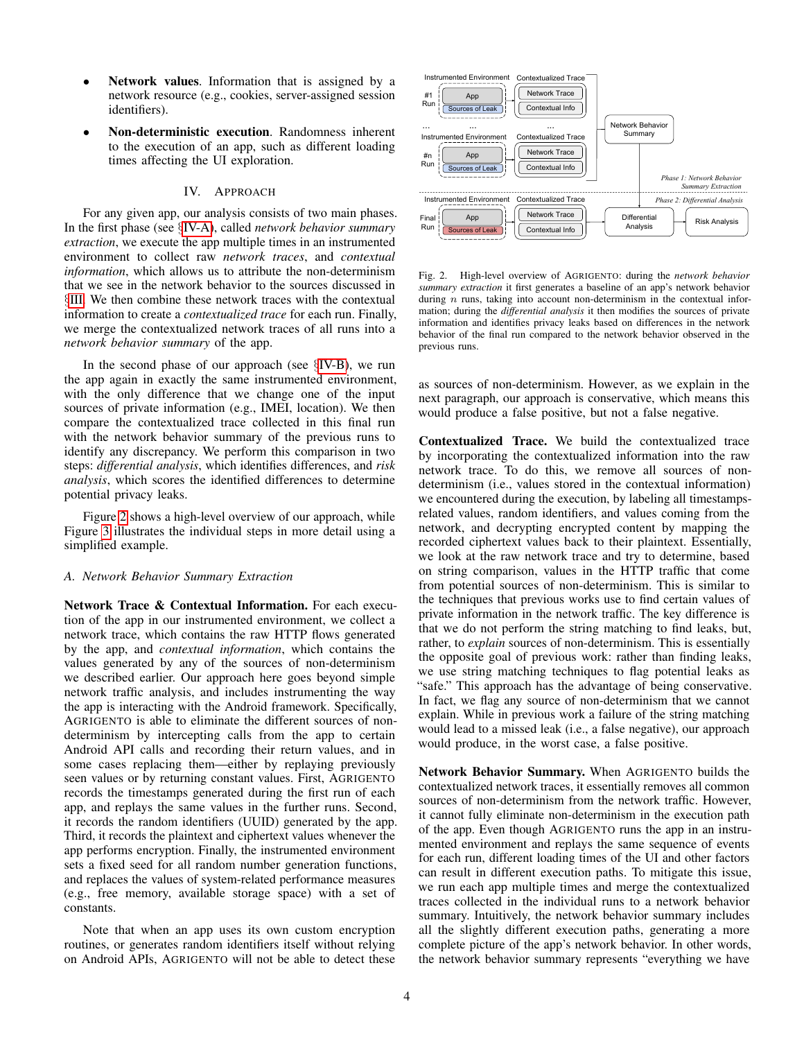- **Network values**. Information that is assigned by a network resource (e.g., cookies, server-assigned session identifiers).
- **Non-deterministic execution**. Randomness inherent to the execution of an app, such as different loading times affecting the UI exploration.

## IV. Approach

For any given app, our analysis consists of two main phases. In the first phase (see §IV-A), called *network behavior summary extraction*, we execute the app multiple times in an instrumented environment to collect raw *network traces*, and *contextual information*, which allows us to attribute the non-determinism that we see in the network behavior to the sources discussed in §III. We then combine these network traces with the contextual information to create a *contextualized trace* for each run. Finally, we merge the contextualized network traces of all runs into a *network behavior summary* of the app.

In the second phase of our approach (see §IV-B), we run the app again in exactly the same instrumented environment, with the only difference that we change one of the input sources of private information (e.g., IMEI, location). We then compare the contextualized trace collected in this final run with the network behavior summary of the previous runs to identify any discrepancy. We perform this comparison in two steps: *differential analysis*, which identifies differences, and *risk analysis*, which scores the identified differences to determine potential privacy leaks.

Figure 2 shows a high-level overview of our approach, while Figure 3 illustrates the individual steps in more detail using a simplified example.

### A. Network Behavior Summary Extraction

**Network Trace & Contextual Information.** For each execution of the app in our instrumented environment, we collect a network trace, which contains the raw HTTP flows generated by the app, and *contextual information*, which contains the values generated by any of the sources of non-determinism we described earlier. Our approach here goes beyond simple network traffic analysis, and includes instrumenting the way the app is interacting with the Android framework. Specifically, AGRIGENTO is able to eliminate the different sources of non-determinism by intercepting calls from the app to certain Android API calls and recording their return values, and in some cases replacing them—either by replaying previously seen values or by returning constant values. First, AGRIGENTO records the timestamps generated during the first run of each app, and replays the same values in the further runs. Second, it records the random identifiers (UUID) generated by the app. Third, it records the plaintext and ciphertext values whenever the app performs encryption. Finally, the instrumented environment sets a fixed seed for all random number generation functions, and replaces the values of system-related performance measures (e.g., free memory, available storage space) with a set of constants.

Note that when an app uses its own custom encryption routines, or generates random identifiers itself without relying on Android APIs, AGRIGENTO will not be able to detect these as sources of non-determinism. However, as we explain in the next paragraph, our approach is conservative, which means this would produce a false positive, but not a false negative.

Fig. 2. High-level overview of AGRIGENTO: during the *network behavior summary extraction* it first generates a baseline of an app's network behavior during $n$ runs, taking into account non-determinism in the contextual information; during the *differential analysis* it then modifies the sources of private information and identifies privacy leaks based on differences in the network behavior of the final run compared to the network behavior observed in the previous runs.

**Contextualized Trace.** We build the contextualized trace by incorporating the contextualized information into the raw network trace. To do this, we remove all sources of non-determinism (i.e., values stored in the contextual information) we encountered during the execution, by labeling all timestamps-related values, random identifiers, and values coming from the network, and decrypting encrypted content by mapping the recorded ciphertext values back to their plaintext. Essentially, we look at the raw network trace and try to determine, based on string comparison, values in the HTTP traffic that come from potential sources of non-determinism. This is similar to the techniques that previous works use to find certain values of private information in the network traffic. The key difference is that we do not perform the string matching to find leaks, but, rather, to *explain* sources of non-determinism. This is essentially the opposite goal of previous work: rather than finding leaks, we use string matching techniques to flag potential leaks as "safe." This approach has the advantage of being conservative. In fact, we flag any source of non-determinism that we cannot explain. While in previous work a failure of the string matching would lead to a missed leak (i.e., a false negative), our approach would produce, in the worst case, a false positive.

**Network Behavior Summary.** When AGRIGENTO builds the contextualized network traces, it essentially removes all common sources of non-determinism from the network traffic. However, it cannot fully eliminate non-determinism in the execution path of the app. Even though AGRIGENTO runs the app in an instrumented environment and replays the same sequence of events for each run, different loading times of the UI and other factors can result in different execution paths. To mitigate this issue, we run each app multiple times and merge the contextualized traces collected in the individual runs to a network behavior summary. Intuitively, the network behavior summary includes all the slightly different execution paths, generating a more complete picture of the app's network behavior. In other words, the network behavior summary represents "everything we have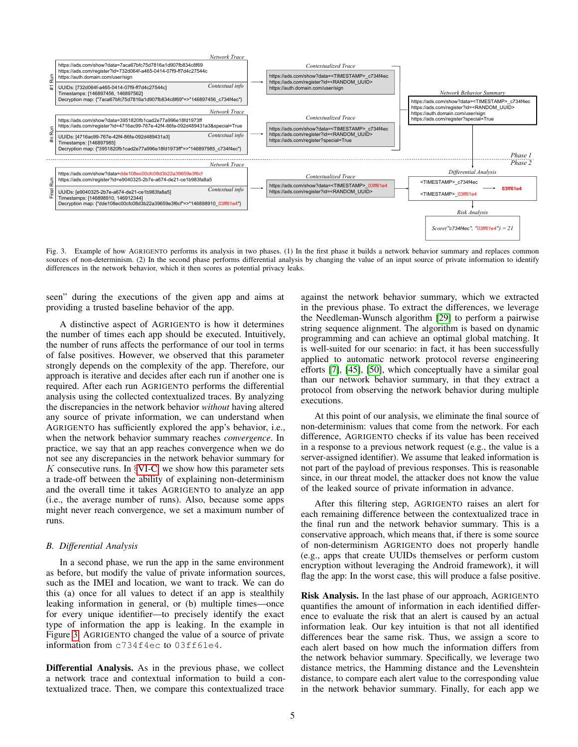Network Trace

https://ads.com/show?data=7aca67bfc75d7816a1d907fb834c8f69
https://ads.com/register?id=732d064f-a465-0414-07f9-ff7d4c27544c
https://auth.domain.com/user/sign

#1 Run

Contextual info

UUIDs: [732d064f-a465-0414-07f9-ff7d4c27544c]
Timestamps: [146897456, 146897562]
Decryption map: {"7aca67bfc75d7816a1d907fb834c8f69"=>"146897456_c734f4ec"}

Contextualized Trace

https://ads.com/show?data=<TIMESTAMP>_c734f4ec
https://ads.com/register?id=<RANDOM_UUID>
https://auth.domain.com/user/sign

Network Trace

https://ads.com/show?data=3951820fb1cad2e77a996e18fd1973ff
https://ads.com/register?id=4716ac99-767e-42f4-86fa-092d489431a3&special=True

#n Run

Contextual info

UUIDs: [4716ac99-767e-42f4-86fa-092d489431a3]
Timestamps: [146897985]
Decryption map: {"3951820fb1cad2e77a996e18fd1973ff"=>"146897985_c734f4ec"}

Contextualized Trace

https://ads.com/show?data=<TIMESTAMP>_c734f4ec
https://ads.com/register?id=<RANDOM_UUID>
https://ads.com/register?special=True

Network Behavior Summary

https://ads.com/show?data=<TIMESTAMP>_c734f4ec
https://ads.com/register?id=<RANDOM_UUID>
https://auth.domain.com/user/sign
https://ads.com/register?special=True

Phase 1
Phase 2

Network Trace

https://ads.com/show?data=dde108ec00cfc08d3b22a39659e3f6cf
https://ads.com/register?id=e9040325-2b7e-a674-de21-ce1b983fa8a5

Final Run

Contextual info

UUIDs: [e9040325-2b7e-a674-de21-ce1b983fa8a5]
Timestamps: [146898910, 146912344]
Decryption map: {"dde108ec00cfc08d3b22a39659e3f6cf"=>"146898910_03ff61e4"}

Contextualized Trace

https://ads.com/show?data=<TIMESTAMP>_03ff61e4
https://ads.com/register?id=<RANDOM_UUID>

Differential Analysis

<TIMESTAMP>_c734f4ec
<TIMESTAMP>_03ff61e4
→ 03ff61e4

Risk Analysis

Score("c734f4ec", "03ff61e4") = 21

Fig. 3. Example of how AGRIGENTO performs its analysis in two phases. (1) In the first phase it builds a network behavior summary and replaces common sources of non-determinism. (2) In the second phase performs differential analysis by changing the value of an input source of private information to identify differences in the network behavior, which it then scores as potential privacy leaks.

seen" during the executions of the given app and aims at providing a trusted baseline behavior of the app.

A distinctive aspect of AGRIGENTO is how it determines the number of times each app should be executed. Intuitively, the number of runs affects the performance of our tool in terms of false positives. However, we observed that this parameter strongly depends on the complexity of the app. Therefore, our approach is iterative and decides after each run if another one is required. After each run AGRIGENTO performs the differential analysis using the collected contextualized traces. By analyzing the discrepancies in the network behavior *without* having altered any source of private information, we can understand when AGRIGENTO has sufficiently explored the app's behavior, i.e., when the network behavior summary reaches *convergence*. In practice, we say that an app reaches convergence when we do not see any discrepancies in the network behavior summary for $K$ consecutive runs. In §VI-C we show how this parameter sets a trade-off between the ability of explaining non-determinism and the overall time it takes AGRIGENTO to analyze an app (i.e., the average number of runs). Also, because some apps might never reach convergence, we set a maximum number of runs.

### B. Differential Analysis

In a second phase, we run the app in the same environment as before, but modify the value of private information sources, such as the IMEI and location, we want to track. We can do this (a) once for all values to detect if an app is stealthily leaking information in general, or (b) multiple times—once for every unique identifier—to precisely identify the exact type of information the app is leaking. In the example in Figure 3, AGRIGENTO changed the value of a source of private information from `c734f4ec` to `03ff61e4`.

**Differential Analysis.** As in the previous phase, we collect a network trace and contextual information to build a contextualized trace. Then, we compare this contextualized trace against the network behavior summary, which we extracted in the previous phase. To extract the differences, we leverage the Needleman-Wunsch algorithm [29] to perform a pairwise string sequence alignment. The algorithm is based on dynamic programming and can achieve an optimal global matching. It is well-suited for our scenario: in fact, it has been successfully applied to automatic network protocol reverse engineering efforts [7], [45], [50], which conceptually have a similar goal than our network behavior summary, in that they extract a protocol from observing the network behavior during multiple executions.

At this point of our analysis, we eliminate the final source of non-determinism: values that come from the network. For each difference, AGRIGENTO checks if its value has been received in a response to a previous network request (e.g., the value is a server-assigned identifier). We assume that leaked information is not part of the payload of previous responses. This is reasonable since, in our threat model, the attacker does not know the value of the leaked source of private information in advance.

After this filtering step, AGRIGENTO raises an alert for each remaining difference between the contextualized trace in the final run and the network behavior summary. This is a conservative approach, which means that, if there is some source of non-determinism AGRIGENTO does not properly handle (e.g., apps that create UUIDs themselves or perform custom encryption without leveraging the Android framework), it will flag the app: In the worst case, this will produce a false positive.

**Risk Analysis.** In the last phase of our approach, AGRIGENTO quantifies the amount of information in each identified difference to evaluate the risk that an alert is caused by an actual information leak. Our key intuition is that not all identified differences bear the same risk. Thus, we assign a score to each alert based on how much the information differs from the network behavior summary. Specifically, we leverage two distance metrics, the Hamming distance and the Levenshtein distance, to compare each alert value to the corresponding value in the network behavior summary. Finally, for each app we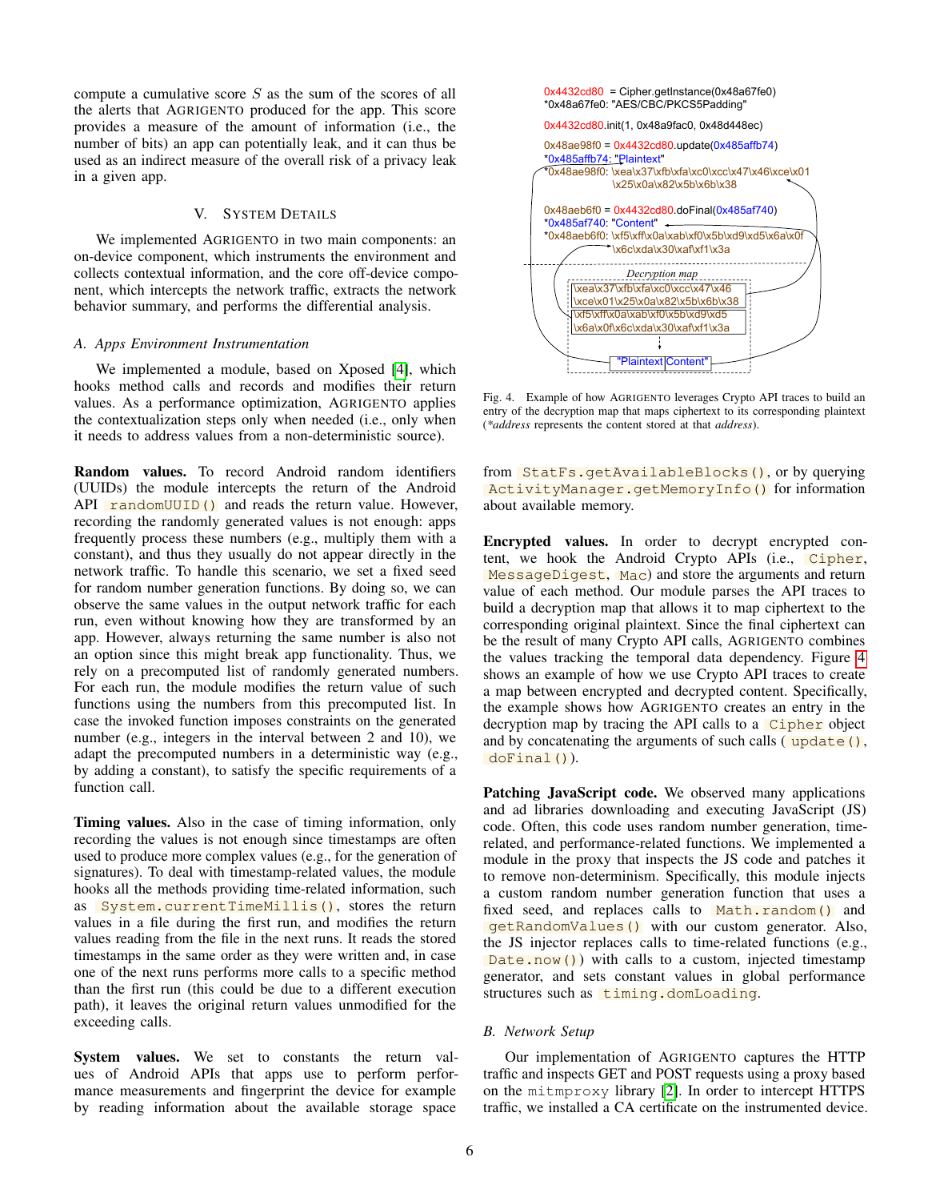compute a cumulative score $S$ as the sum of the scores of all the alerts that AGRIGENTO produced for the app. This score provides a measure of the amount of information (i.e., the number of bits) an app can potentially leak, and it can thus be used as an indirect measure of the overall risk of a privacy leak in a given app.

## V. SYSTEM DETAILS

We implemented AGRIGENTO in two main components: an on-device component, which instruments the environment and collects contextual information, and the core off-device component, which intercepts the network traffic, extracts the network behavior summary, and performs the differential analysis.

### A. Apps Environment Instrumentation

We implemented a module, based on Xposed [4], which hooks method calls and records and modifies their return values. As a performance optimization, AGRIGENTO applies the contextualization steps only when needed (i.e., only when it needs to address values from a non-deterministic source).

**Random values.** To record Android random identifiers (UUIDs) the module intercepts the return of the Android API `randomUUID()` and reads the return value. However, recording the randomly generated values is not enough: apps frequently process these numbers (e.g., multiply them with a constant), and thus they usually do not appear directly in the network traffic. To handle this scenario, we set a fixed seed for random number generation functions. By doing so, we can observe the same values in the output network traffic for each run, even without knowing how they are transformed by an app. However, always returning the same number is also not an option since this might break app functionality. Thus, we rely on a precomputed list of randomly generated numbers. For each run, the module modifies the return value of such functions using the numbers from this precomputed list. In case the invoked function imposes constraints on the generated number (e.g., integers in the interval between 2 and 10), we adapt the precomputed numbers in a deterministic way (e.g., by adding a constant), to satisfy the specific requirements of a function call.

**Timing values.** Also in the case of timing information, only recording the values is not enough since timestamps are often used to produce more complex values (e.g., for the generation of signatures). To deal with timestamp-related values, the module hooks all the methods providing time-related information, such as `System.currentTimeMillis()`, stores the return values in a file during the first run, and modifies the return values reading from the file in the next runs. It reads the stored timestamps in the same order as they were written and, in case one of the next runs performs more calls to a specific method than the first run (this could be due to a different execution path), it leaves the original return values unmodified for the exceeding calls.

**System values.** We set to constants the return values of Android APIs that apps use to perform performance measurements and fingerprint the device for example by reading information about the available storage space from `StatFs.getAvailableBlocks()`, or by querying `ActivityManager.getMemoryInfo()` for information about available memory.

```
0x4432cd80 = Cipher.getInstance(0x48a67fe0)
*0x48a67fe0: "AES/CBC/PKCS5Padding"

0x4432cd80.init(1, 0x48a9fac0, 0x48d448ec)

0x48ae98f0 = 0x4432cd80.update(0x485affb74)
*0x485affb74: "Plaintext"
*0x48ae98f0: \xea\x37\xfb\xfa\xc0\xcc\x47\x46\xce\x01
             \x25\x0a\x82\x5b\x6b\x38

0x48aeb6f0 = 0x4432cd80.doFinal(0x485af740)
*0x485af740: "Content"
*0x48aeb6f0: \xf5\xff\x0a\xab\xf0\x5b\xd9\xd5\x6a\x0f
             \x6c\xda\x30\xaf\xf1\x3a

Decryption map
\xea\x37\xfb\xfa\xc0\xcc\x47\x46
\xce\x01\x25\x0a\x82\x5b\x6b\x38
\xf5\xff\x0a\xab\xf0\x5b\xd9\xd5
\x6a\x0f\x6c\xda\x30\xaf\xf1\x3a
        |
"Plaintext|Content"
```

Fig. 4. Example of how AGRIGENTO leverages Crypto API traces to build an entry of the decryption map that maps ciphertext to its corresponding plaintext (*address represents the content stored at that address).

**Encrypted values.** In order to decrypt encrypted content, we hook the Android Crypto APIs (i.e., `Cipher`, `MessageDigest`, `Mac`) and store the arguments and return value of each method. Our module parses the API traces to build a decryption map that allows it to map ciphertext to the corresponding original plaintext. Since the final ciphertext can be the result of many Crypto API calls, AGRIGENTO combines the values tracking the temporal data dependency. Figure 4 shows an example of how we use Crypto API traces to create a map between encrypted and decrypted content. Specifically, the example shows how AGRIGENTO creates an entry in the decryption map by tracing the API calls to a `Cipher` object and by concatenating the arguments of such calls (`update()`, `doFinal()`).

**Patching JavaScript code.** We observed many applications and ad libraries downloading and executing JavaScript (JS) code. Often, this code uses random number generation, time-related, and performance-related functions. We implemented a module in the proxy that inspects the JS code and patches it to remove non-determinism. Specifically, this module injects a custom random number generation function that uses a fixed seed, and replaces calls to `Math.random()` and `getRandomValues()` with our custom generator. Also, the JS injector replaces calls to time-related functions (e.g., `Date.now()`) with calls to a custom, injected timestamp generator, and sets constant values in global performance structures such as `timing.domLoading`.

### B. Network Setup

Our implementation of AGRIGENTO captures the HTTP traffic and inspects GET and POST requests using a proxy based on the mitmproxy library [2]. In order to intercept HTTPS traffic, we installed a CA certificate on the instrumented device.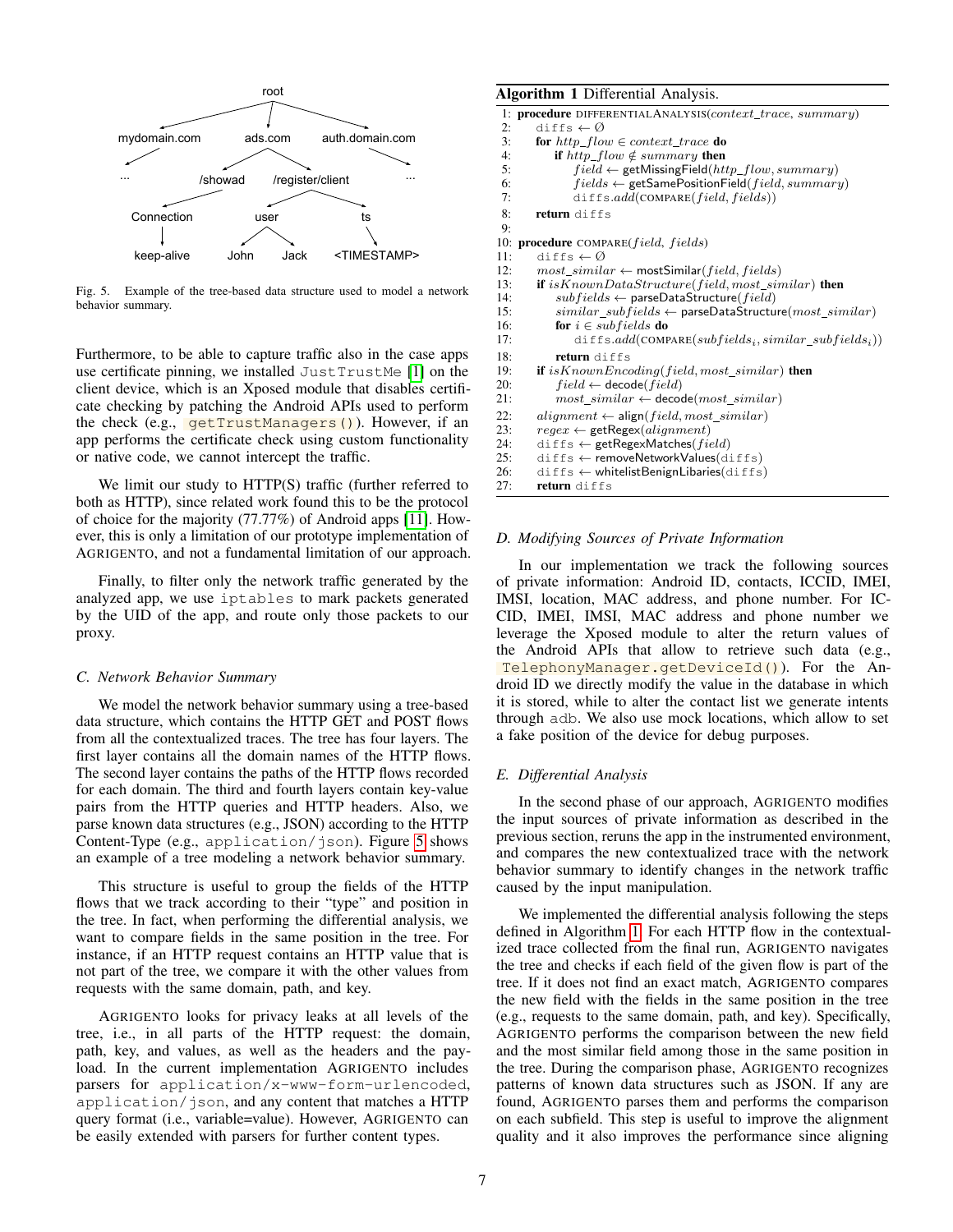Fig. 5. Example of the tree-based data structure used to model a network behavior summary.

Furthermore, to be able to capture traffic also in the case apps use certificate pinning, we installed `JustTrustMe` [1] on the client device, which is an Xposed module that disables certificate checking by patching the Android APIs used to perform the check (e.g., `getTrustManagers()`). However, if an app performs the certificate check using custom functionality or native code, we cannot intercept the traffic.

We limit our study to HTTP(S) traffic (further referred to both as HTTP), since related work found this to be the protocol of choice for the majority (77.77%) of Android apps [11]. However, this is only a limitation of our prototype implementation of AGRIGENTO, and not a fundamental limitation of our approach.

Finally, to filter only the network traffic generated by the analyzed app, we use `iptables` to mark packets generated by the UID of the app, and route only those packets to our proxy.

### C. Network Behavior Summary

We model the network behavior summary using a tree-based data structure, which contains the HTTP GET and POST flows from all the contextualized traces. The tree has four layers. The first layer contains all the domain names of the HTTP flows. The second layer contains the paths of the HTTP flows recorded for each domain. The third and fourth layers contain key-value pairs from the HTTP queries and HTTP headers. Also, we parse known data structures (e.g., JSON) according to the HTTP Content-Type (e.g., `application/json`). Figure 5 shows an example of a tree modeling a network behavior summary.

This structure is useful to group the fields of the HTTP flows that we track according to their "type" and position in the tree. In fact, when performing the differential analysis, we want to compare fields in the same position in the tree. For instance, if an HTTP request contains an HTTP value that is not part of the tree, we compare it with the other values from requests with the same domain, path, and key.

AGRIGENTO looks for privacy leaks at all levels of the tree, i.e., in all parts of the HTTP request: the domain, path, key, and values, as well as the headers and the payload. In the current implementation AGRIGENTO includes parsers for `application/x-www-form-urlencoded`, `application/json`, and any content that matches a HTTP query format (i.e., variable=value). However, AGRIGENTO can be easily extended with parsers for further content types.

**Algorithm 1** Differential Analysis.

```
 1: procedure DIFFERENTIALANALYSIS(context_trace, summary)
 2:     diffs ← ∅
 3:     for http_flow ∈ context_trace do
 4:         if http_flow ∉ summary then
 5:             field ← getMissingField(http_flow, summary)
 6:             fields ← getSamePositionField(field, summary)
 7:             diffs.add(COMPARE(field, fields))
 8:     return diffs
 9:
10: procedure COMPARE(field, fields)
11:     diffs ← ∅
12:     most_similar ← mostSimilar(field, fields)
13:     if isKnownDataStructure(field, most_similar) then
14:         subfields ← parseDataStructure(field)
15:         similar_subfields ← parseDataStructure(most_similar)
16:         for i ∈ subfields do
17:             diffs.add(COMPARE(subfields_i, similar_subfields_i))
18:         return diffs
19:     if isKnownEncoding(field, most_similar) then
20:         field ← decode(field)
21:         most_similar ← decode(most_similar)
22:     alignment ← align(field, most_similar)
23:     regex ← getRegex(alignment)
24:     diffs ← getRegexMatches(field)
25:     diffs ← removeNetworkValues(diffs)
26:     diffs ← whitelistBenignLibaries(diffs)
27:     return diffs
```

### D. Modifying Sources of Private Information

In our implementation we track the following sources of private information: Android ID, contacts, ICCID, IMEI, IMSI, location, MAC address, and phone number. For ICCID, IMEI, IMSI, MAC address and phone number we leverage the Xposed module to alter the return values of the Android APIs that allow to retrieve such data (e.g., `TelephonyManager.getDeviceId()`). For the Android ID we directly modify the value in the database in which it is stored, while to alter the contact list we generate intents through `adb`. We also use mock locations, which allow to set a fake position of the device for debug purposes.

### E. Differential Analysis

In the second phase of our approach, AGRIGENTO modifies the input sources of private information as described in the previous section, reruns the app in the instrumented environment, and compares the new contextualized trace with the network behavior summary to identify changes in the network traffic caused by the input manipulation.

We implemented the differential analysis following the steps defined in Algorithm 1. For each HTTP flow in the contextualized trace collected from the final run, AGRIGENTO navigates the tree and checks if each field of the given flow is part of the tree. If it does not find an exact match, AGRIGENTO compares the new field with the fields in the same position in the tree (e.g., requests to the same domain, path, and key). Specifically, AGRIGENTO performs the comparison between the new field and the most similar field among those in the same position in the tree. During the comparison phase, AGRIGENTO recognizes patterns of known data structures such as JSON. If any are found, AGRIGENTO parses them and performs the comparison on each subfield. This step is useful to improve the alignment quality and it also improves the performance since aligning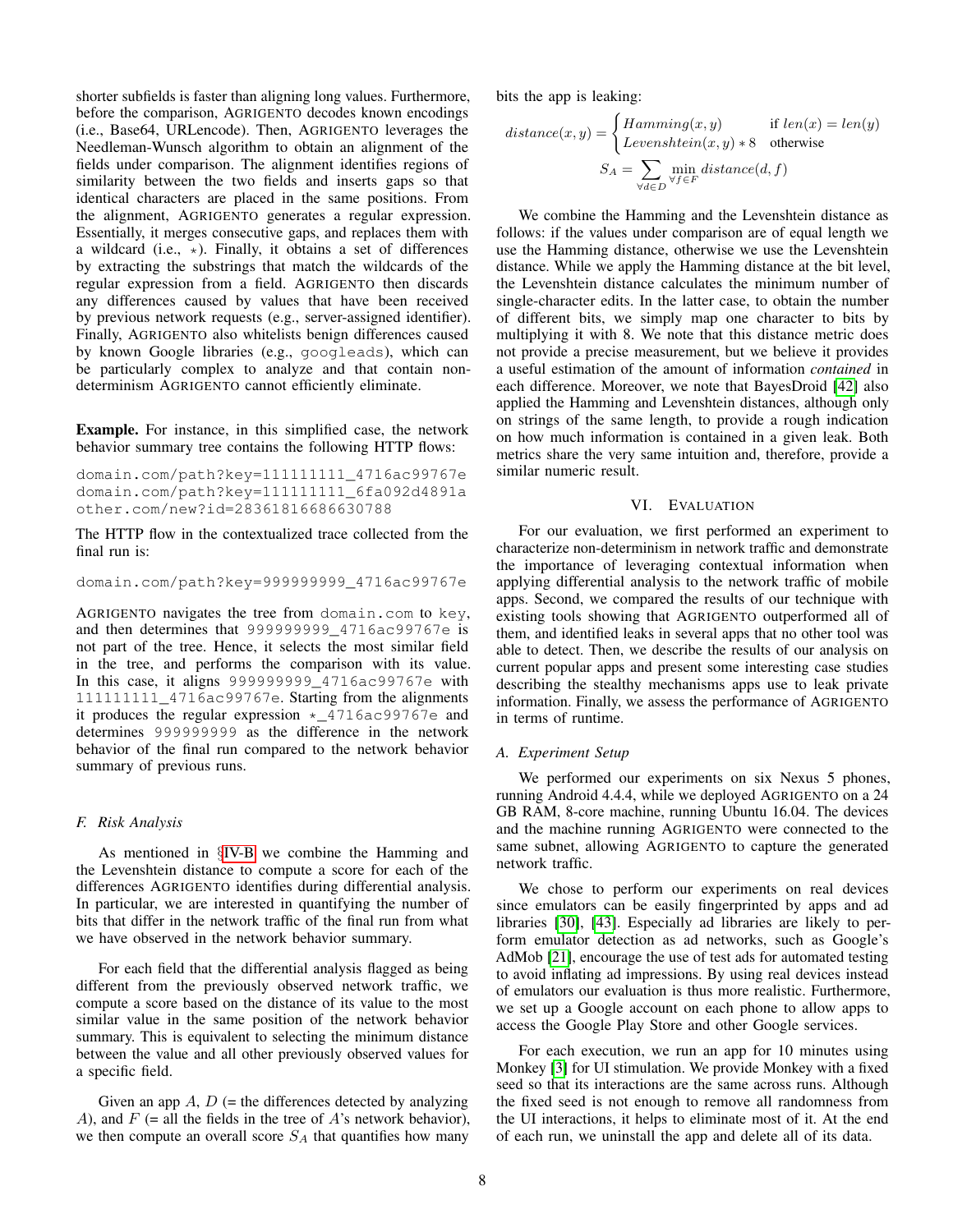shorter subfields is faster than aligning long values. Furthermore, before the comparison, AGRIGENTO decodes known encodings (i.e., Base64, URLencode). Then, AGRIGENTO leverages the Needleman-Wunsch algorithm to obtain an alignment of the fields under comparison. The alignment identifies regions of similarity between the two fields and inserts gaps so that identical characters are placed in the same positions. From the alignment, AGRIGENTO generates a regular expression. Essentially, it merges consecutive gaps, and replaces them with a wildcard (i.e., $\star$). Finally, it obtains a set of differences by extracting the substrings that match the wildcards of the regular expression from a field. AGRIGENTO then discards any differences caused by values that have been received by previous network requests (e.g., server-assigned identifier). Finally, AGRIGENTO also whitelists benign differences caused by known Google libraries (e.g., `googleads`), which can be particularly complex to analyze and that contain non-determinism AGRIGENTO cannot efficiently eliminate.

**Example.** For instance, in this simplified case, the network behavior summary tree contains the following HTTP flows:

```
domain.com/path?key=111111111_4716ac99767e
domain.com/path?key=111111111_6fa092d4891a
other.com/new?id=28361816686630788
```

The HTTP flow in the contextualized trace collected from the final run is:

```
domain.com/path?key=999999999_4716ac99767e
```

AGRIGENTO navigates the tree from `domain.com` to `key`, and then determines that `999999999_4716ac99767e` is not part of the tree. Hence, it selects the most similar field in the tree, and performs the comparison with its value. In this case, it aligns `999999999_4716ac99767e` with `111111111_4716ac99767e`. Starting from the alignments it produces the regular expression `⋆_4716ac99767e` and determines `999999999` as the difference in the network behavior of the final run compared to the network behavior summary of previous runs.

### F. Risk Analysis

As mentioned in §IV-B we combine the Hamming and the Levenshtein distance to compute a score for each of the differences AGRIGENTO identifies during differential analysis. In particular, we are interested in quantifying the number of bits that differ in the network traffic of the final run from what we have observed in the network behavior summary.

For each field that the differential analysis flagged as being different from the previously observed network traffic, we compute a score based on the distance of its value to the most similar value in the same position of the network behavior summary. This is equivalent to selecting the minimum distance between the value and all other previously observed values for a specific field.

Given an app $A$, $D$ (= the differences detected by analyzing $A$), and $F$ (= all the fields in the tree of $A$'s network behavior), we then compute an overall score $S_A$ that quantifies how many bits the app is leaking:

$$distance(x, y) = \begin{cases} Hamming(x, y) & \text{if } len(x) = len(y) \\ Levenshtein(x, y) * 8 & \text{otherwise} \end{cases}$$

$$S_A = \sum_{\forall d \in D} \min_{\forall f \in F} distance(d, f)$$

We combine the Hamming and the Levenshtein distance as follows: if the values under comparison are of equal length we use the Hamming distance, otherwise we use the Levenshtein distance. While we apply the Hamming distance at the bit level, the Levenshtein distance calculates the minimum number of single-character edits. In the latter case, to obtain the number of different bits, we simply map one character to bits by multiplying it with 8. We note that this distance metric does not provide a precise measurement, but we believe it provides a useful estimation of the amount of information *contained* in each difference. Moreover, we note that BayesDroid [42] also applied the Hamming and Levenshtein distances, although only on strings of the same length, to provide a rough indication on how much information is contained in a given leak. Both metrics share the very same intuition and, therefore, provide a similar numeric result.

## VI. Evaluation

For our evaluation, we first performed an experiment to characterize non-determinism in network traffic and demonstrate the importance of leveraging contextual information when applying differential analysis to the network traffic of mobile apps. Second, we compared the results of our technique with existing tools showing that AGRIGENTO outperformed all of them, and identified leaks in several apps that no other tool was able to detect. Then, we describe the results of our analysis on current popular apps and present some interesting case studies describing the stealthy mechanisms apps use to leak private information. Finally, we assess the performance of AGRIGENTO in terms of runtime.

### A. Experiment Setup

We performed our experiments on six Nexus 5 phones, running Android 4.4.4, while we deployed AGRIGENTO on a 24 GB RAM, 8-core machine, running Ubuntu 16.04. The devices and the machine running AGRIGENTO were connected to the same subnet, allowing AGRIGENTO to capture the generated network traffic.

We chose to perform our experiments on real devices since emulators can be easily fingerprinted by apps and ad libraries [30], [43]. Especially ad libraries are likely to perform emulator detection as ad networks, such as Google's AdMob [21], encourage the use of test ads for automated testing to avoid inflating ad impressions. By using real devices instead of emulators our evaluation is thus more realistic. Furthermore, we set up a Google account on each phone to allow apps to access the Google Play Store and other Google services.

For each execution, we run an app for 10 minutes using Monkey [3] for UI stimulation. We provide Monkey with a fixed seed so that its interactions are the same across runs. Although the fixed seed is not enough to remove all randomness from the UI interactions, it helps to eliminate most of it. At the end of each run, we uninstall the app and delete all of its data.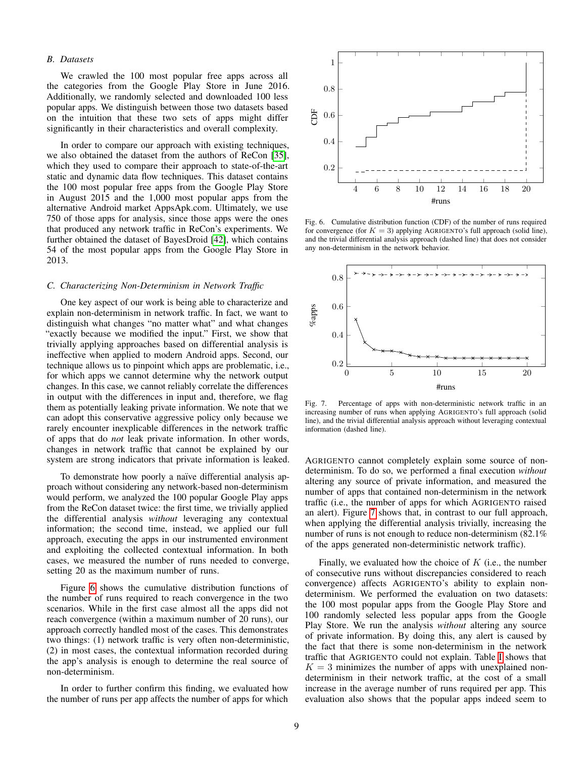### B. Datasets

We crawled the 100 most popular free apps across all the categories from the Google Play Store in June 2016. Additionally, we randomly selected and downloaded 100 less popular apps. We distinguish between those two datasets based on the intuition that these two sets of apps might differ significantly in their characteristics and overall complexity.

In order to compare our approach with existing techniques, we also obtained the dataset from the authors of ReCon [35], which they used to compare their approach to state-of-the-art static and dynamic data flow techniques. This dataset contains the 100 most popular free apps from the Google Play Store in August 2015 and the 1,000 most popular apps from the alternative Android market AppsApk.com. Ultimately, we use 750 of those apps for analysis, since those apps were the ones that produced any network traffic in ReCon's experiments. We further obtained the dataset of BayesDroid [42], which contains 54 of the most popular apps from the Google Play Store in 2013.

### C. Characterizing Non-Determinism in Network Traffic

One key aspect of our work is being able to characterize and explain non-determinism in network traffic. In fact, we want to distinguish what changes "no matter what" and what changes "exactly because we modified the input." First, we show that trivially applying approaches based on differential analysis is ineffective when applied to modern Android apps. Second, our technique allows us to pinpoint which apps are problematic, i.e., for which apps we cannot determine why the network output changes. In this case, we cannot reliably correlate the differences in output with the differences in input and, therefore, we flag them as potentially leaking private information. We note that we can adopt this conservative aggressive policy only because we rarely encounter inexplicable differences in the network traffic of apps that do *not* leak private information. In other words, changes in network traffic that cannot be explained by our system are strong indicators that private information is leaked.

To demonstrate how poorly a naïve differential analysis approach without considering any network-based non-determinism would perform, we analyzed the 100 popular Google Play apps from the ReCon dataset twice: the first time, we trivially applied the differential analysis *without* leveraging any contextual information; the second time, instead, we applied our full approach, executing the apps in our instrumented environment and exploiting the collected contextual information. In both cases, we measured the number of runs needed to converge, setting 20 as the maximum number of runs.

Figure 6 shows the cumulative distribution functions of the number of runs required to reach convergence in the two scenarios. While in the first case almost all the apps did not reach convergence (within a maximum number of 20 runs), our approach correctly handled most of the cases. This demonstrates two things: (1) network traffic is very often non-deterministic, (2) in most cases, the contextual information recorded during the app's analysis is enough to determine the real source of non-determinism.

In order to further confirm this finding, we evaluated how the number of runs per app affects the number of apps for which

Fig. 6. Cumulative distribution function (CDF) of the number of runs required for convergence (for $K = 3$) applying AGRIGENTO's full approach (solid line), and the trivial differential analysis approach (dashed line) that does not consider any non-determinism in the network behavior.

Fig. 7. Percentage of apps with non-deterministic network traffic in an increasing number of runs when applying AGRIGENTO's full approach (solid line), and the trivial differential analysis approach without leveraging contextual information (dashed line).

AGRIGENTO cannot completely explain some source of non-determinism. To do so, we performed a final execution *without* altering any source of private information, and measured the number of apps that contained non-determinism in the network traffic (i.e., the number of apps for which AGRIGENTO raised an alert). Figure 7 shows that, in contrast to our full approach, when applying the differential analysis trivially, increasing the number of runs is not enough to reduce non-determinism (82.1% of the apps generated non-deterministic network traffic).

Finally, we evaluated how the choice of $K$ (i.e., the number of consecutive runs without discrepancies considered to reach convergence) affects AGRIGENTO's ability to explain non-determinism. We performed the evaluation on two datasets: the 100 most popular apps from the Google Play Store and 100 randomly selected less popular apps from the Google Play Store. We run the analysis *without* altering any source of private information. By doing this, any alert is caused by the fact that there is some non-determinism in the network traffic that AGRIGENTO could not explain. Table I shows that $K = 3$ minimizes the number of apps with unexplained non-determinism in their network traffic, at the cost of a small increase in the average number of runs required per app. This evaluation also shows that the popular apps indeed seem to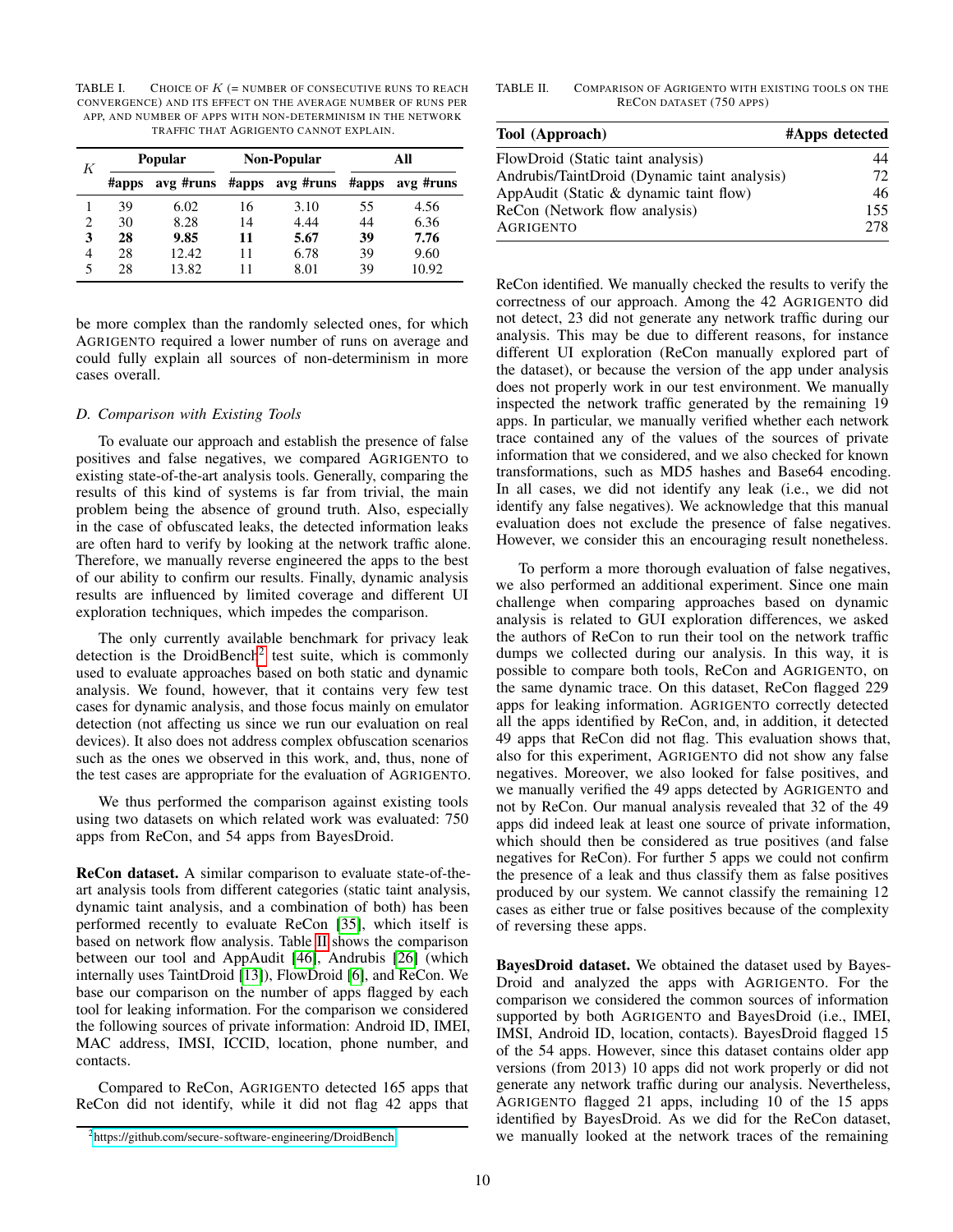TABLE I. Choice of $K$ (= number of consecutive runs to reach convergence) and its effect on the average number of runs per app, and number of apps with non-determinism in the network traffic that Agrigento cannot explain.

| $K$ | Popular | | Non-Popular | | All | |
|---|---|---|---|---|---|---|
| | #apps | avg #runs | #apps | avg #runs | #apps | avg #runs |
| 1 | 39 | 6.02 | 16 | 3.10 | 55 | 4.56 |
| 2 | 30 | 8.28 | 14 | 4.44 | 44 | 6.36 |
| **3** | **28** | **9.85** | **11** | **5.67** | **39** | **7.76** |
| 4 | 28 | 12.42 | 11 | 6.78 | 39 | 9.60 |
| 5 | 28 | 13.82 | 11 | 8.01 | 39 | 10.92 |

be more complex than the randomly selected ones, for which Agrigento required a lower number of runs on average and could fully explain all sources of non-determinism in more cases overall.

### D. Comparison with Existing Tools

To evaluate our approach and establish the presence of false positives and false negatives, we compared Agrigento to existing state-of-the-art analysis tools. Generally, comparing the results of this kind of systems is far from trivial, the main problem being the absence of ground truth. Also, especially in the case of obfuscated leaks, the detected information leaks are often hard to verify by looking at the network traffic alone. Therefore, we manually reverse engineered the apps to the best of our ability to confirm our results. Finally, dynamic analysis results are influenced by limited coverage and different UI exploration techniques, which impedes the comparison.

The only currently available benchmark for privacy leak detection is the DroidBench[2] test suite, which is commonly used to evaluate approaches based on both static and dynamic analysis. We found, however, that it contains very few test cases for dynamic analysis, and those focus mainly on emulator detection (not affecting us since we run our evaluation on real devices). It also does not address complex obfuscation scenarios such as the ones we observed in this work, and, thus, none of the test cases are appropriate for the evaluation of Agrigento.

We thus performed the comparison against existing tools using two datasets on which related work was evaluated: 750 apps from ReCon, and 54 apps from BayesDroid.

**ReCon dataset.** A similar comparison to evaluate state-of-the-art analysis tools from different categories (static taint analysis, dynamic taint analysis, and a combination of both) has been performed recently to evaluate ReCon [35], which itself is based on network flow analysis. Table II shows the comparison between our tool and AppAudit [46], Andrubis [26] (which internally uses TaintDroid [13]), FlowDroid [6], and ReCon. We base our comparison on the number of apps flagged by each tool for leaking information. For the comparison we considered the following sources of private information: Android ID, IMEI, MAC address, IMSI, ICCID, location, phone number, and contacts.

Compared to ReCon, Agrigento detected 165 apps that ReCon did not identify, while it did not flag 42 apps that

[2] https://github.com/secure-software-engineering/DroidBench

TABLE II. Comparison of Agrigento with existing tools on the ReCon dataset (750 apps)

| Tool (Approach) | #Apps detected |
|---|---|
| FlowDroid (Static taint analysis) | 44 |
| Andrubis/TaintDroid (Dynamic taint analysis) | 72 |
| AppAudit (Static & dynamic taint flow) | 46 |
| ReCon (Network flow analysis) | 155 |
| Agrigento | 278 |

ReCon identified. We manually checked the results to verify the correctness of our approach. Among the 42 Agrigento did not detect, 23 did not generate any network traffic during our analysis. This may be due to different reasons, for instance different UI exploration (ReCon manually explored part of the dataset), or because the version of the app under analysis does not properly work in our test environment. We manually inspected the network traffic generated by the remaining 19 apps. In particular, we manually verified whether each network trace contained any of the values of the sources of private information that we considered, and we also checked for known transformations, such as MD5 hashes and Base64 encoding. In all cases, we did not identify any leak (i.e., we did not identify any false negatives). We acknowledge that this manual evaluation does not exclude the presence of false negatives. However, we consider this an encouraging result nonetheless.

To perform a more thorough evaluation of false negatives, we also performed an additional experiment. Since one main challenge when comparing approaches based on dynamic analysis is related to GUI exploration differences, we asked the authors of ReCon to run their tool on the network traffic dumps we collected during our analysis. In this way, it is possible to compare both tools, ReCon and Agrigento, on the same dynamic trace. On this dataset, ReCon flagged 229 apps for leaking information. Agrigento correctly detected all the apps identified by ReCon, and, in addition, it detected 49 apps that ReCon did not flag. This evaluation shows that, also for this experiment, Agrigento did not show any false negatives. Moreover, we also looked for false positives, and we manually verified the 49 apps detected by Agrigento and not by ReCon. Our manual analysis revealed that 32 of the 49 apps did indeed leak at least one source of private information, which should then be considered as true positives (and false negatives for ReCon). For further 5 apps we could not confirm the presence of a leak and thus classify them as false positives produced by our system. We cannot classify the remaining 12 cases as either true or false positives because of the complexity of reversing these apps.

**BayesDroid dataset.** We obtained the dataset used by BayesDroid and analyzed the apps with Agrigento. For the comparison we considered the common sources of information supported by both Agrigento and BayesDroid (i.e., IMEI, IMSI, Android ID, location, contacts). BayesDroid flagged 15 of the 54 apps. However, since this dataset contains older app versions (from 2013) 10 apps did not work properly or did not generate any network traffic during our analysis. Nevertheless, Agrigento flagged 21 apps, including 10 of the 15 apps identified by BayesDroid. As we did for the ReCon dataset, we manually looked at the network traces of the remaining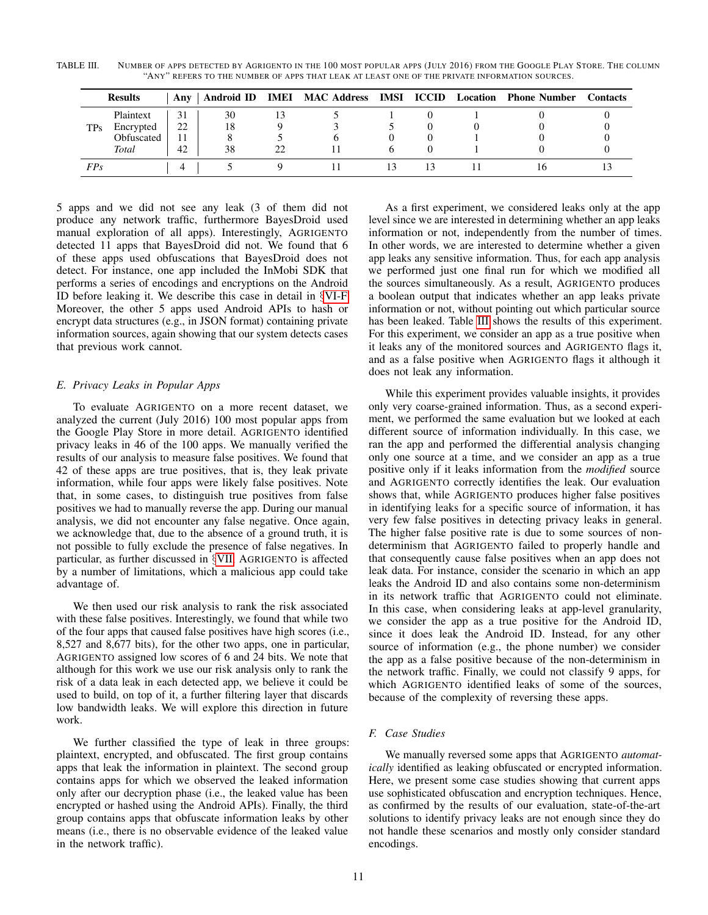TABLE III. NUMBER OF APPS DETECTED BY AGRIGENTO IN THE 100 MOST POPULAR APPS (JULY 2016) FROM THE GOOGLE PLAY STORE. THE COLUMN "ANY" REFERS TO THE NUMBER OF APPS THAT LEAK AT LEAST ONE OF THE PRIVATE INFORMATION SOURCES.

| Results | | Any | Android ID | IMEI | MAC Address | IMSI | ICCID | Location | Phone Number | Contacts |
|---|---|---|---|---|---|---|---|---|---|---|
| TPs | Plaintext | 31 | 30 | 13 | 5 | 1 | 0 | 1 | 0 | 0 |
| | Encrypted | 22 | 18 | 9 | 3 | 5 | 0 | 0 | 0 | 0 |
| | Obfuscated | 11 | 8 | 5 | 6 | 0 | 0 | 1 | 0 | 0 |
| | *Total* | 42 | 38 | 22 | 11 | 6 | 0 | 1 | 0 | 0 |
| *FPs* | | 4 | 5 | 9 | 11 | 13 | 13 | 11 | 16 | 13 |

5 apps and we did not see any leak (3 of them did not produce any network traffic, furthermore BayesDroid used manual exploration of all apps). Interestingly, AGRIGENTO detected 11 apps that BayesDroid did not. We found that 6 of these apps used obfuscations that BayesDroid does not detect. For instance, one app included the InMobi SDK that performs a series of encodings and encryptions on the Android ID before leaking it. We describe this case in detail in §VI-F. Moreover, the other 5 apps used Android APIs to hash or encrypt data structures (e.g., in JSON format) containing private information sources, again showing that our system detects cases that previous work cannot.

### E. Privacy Leaks in Popular Apps

To evaluate AGRIGENTO on a more recent dataset, we analyzed the current (July 2016) 100 most popular apps from the Google Play Store in more detail. AGRIGENTO identified privacy leaks in 46 of the 100 apps. We manually verified the results of our analysis to measure false positives. We found that 42 of these apps are true positives, that is, they leak private information, while four apps were likely false positives. Note that, in some cases, to distinguish true positives from false positives we had to manually reverse the app. During our manual analysis, we did not encounter any false negative. Once again, we acknowledge that, due to the absence of a ground truth, it is not possible to fully exclude the presence of false negatives. In particular, as further discussed in §VII, AGRIGENTO is affected by a number of limitations, which a malicious app could take advantage of.

We then used our risk analysis to rank the risk associated with these false positives. Interestingly, we found that while two of the four apps that caused false positives have high scores (i.e., 8,527 and 8,677 bits), for the other two apps, one in particular, AGRIGENTO assigned low scores of 6 and 24 bits. We note that although for this work we use our risk analysis only to rank the risk of a data leak in each detected app, we believe it could be used to build, on top of it, a further filtering layer that discards low bandwidth leaks. We will explore this direction in future work.

We further classified the type of leak in three groups: plaintext, encrypted, and obfuscated. The first group contains apps that leak the information in plaintext. The second group contains apps for which we observed the leaked information only after our decryption phase (i.e., the leaked value has been encrypted or hashed using the Android APIs). Finally, the third group contains apps that obfuscate information leaks by other means (i.e., there is no observable evidence of the leaked value in the network traffic).

As a first experiment, we considered leaks only at the app level since we are interested in determining whether an app leaks information or not, independently from the number of times. In other words, we are interested to determine whether a given app leaks any sensitive information. Thus, for each app analysis we performed just one final run for which we modified all the sources simultaneously. As a result, AGRIGENTO produces a boolean output that indicates whether an app leaks private information or not, without pointing out which particular source has been leaked. Table III shows the results of this experiment. For this experiment, we consider an app as a true positive when it leaks any of the monitored sources and AGRIGENTO flags it, and as a false positive when AGRIGENTO flags it although it does not leak any information.

While this experiment provides valuable insights, it provides only very coarse-grained information. Thus, as a second experiment, we performed the same evaluation but we looked at each different source of information individually. In this case, we ran the app and performed the differential analysis changing only one source at a time, and we consider an app as a true positive only if it leaks information from the *modified* source and AGRIGENTO correctly identifies the leak. Our evaluation shows that, while AGRIGENTO produces higher false positives in identifying leaks for a specific source of information, it has very few false positives in detecting privacy leaks in general. The higher false positive rate is due to some sources of non-determinism that AGRIGENTO failed to properly handle and that consequently cause false positives when an app does not leak data. For instance, consider the scenario in which an app leaks the Android ID and also contains some non-determinism in its network traffic that AGRIGENTO could not eliminate. In this case, when considering leaks at app-level granularity, we consider the app as a true positive for the Android ID, since it does leak the Android ID. Instead, for any other source of information (e.g., the phone number) we consider the app as a false positive because of the non-determinism in the network traffic. Finally, we could not classify 9 apps, for which AGRIGENTO identified leaks of some of the sources, because of the complexity of reversing these apps.

### F. Case Studies

We manually reversed some apps that AGRIGENTO *automatically* identified as leaking obfuscated or encrypted information. Here, we present some case studies showing that current apps use sophisticated obfuscation and encryption techniques. Hence, as confirmed by the results of our evaluation, state-of-the-art solutions to identify privacy leaks are not enough since they do not handle these scenarios and mostly only consider standard encodings.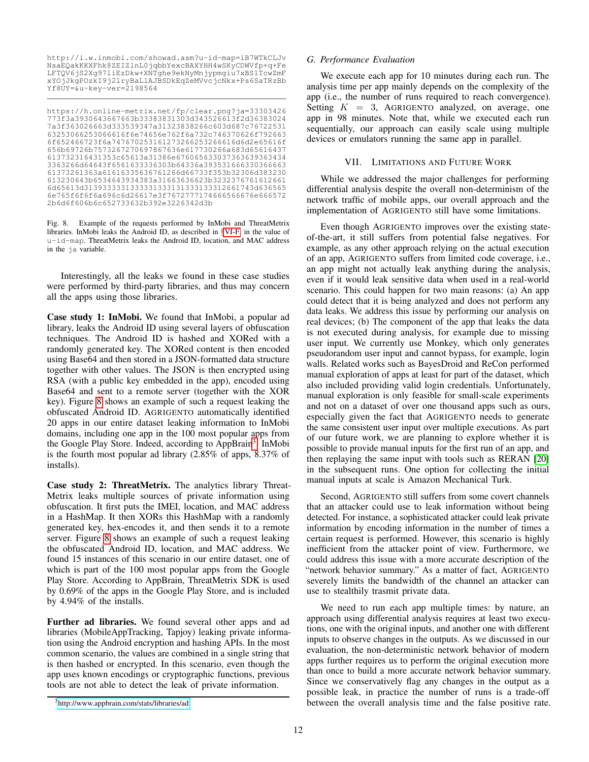```
http://i.w.inmobi.com/showad.asm?u-id-map=iB7WTkCLJv
NsaEQakKKXFhk8ZEIZlnL0jqbbYexcBAXYHH4wSKyCDWVfp+q+Fe
LFTQV6jS2Xg97liEzDkw+XNTghe9ekNyMnjypmgiu7xBS1TcwZmF
xYOjJkgPOzkI9j2lryBaLlAJBSDkEqZeMVvcjcNkx+Ps6SaTRzBb
Yf8UY=&u-key-ver=2198564
```

```
https://h.online-metrix.net/fp/clear.png?ja=33303426
773f3a3930643667663b33383831303d343526613f2d36383024
7a3f363026663d333539347a31323838266c603d687c76722531
632530666253066616f6e74656e762f6a732c746370626f792663
6f652466723f6a74767025316127326625326661 6d6d2e65616f
656b69726b7573267270697867636e617730266a683d65616437
613732316431353c65613a31386e67606563303736363936343
4 3363266d64643f6561633336303b64336a3935316663303666 63
61373261363a616163356367612 66d66733f353b32306d383230
613230643b6534643934383a31663636623b3232376761612661
6d65613d31393333313333313331333131333133312661743d636565
6e765f6f6f6a696c6d26617e3f7672777174666566676e666572
2b6d6f606b6c652733632b392e3226342d3b
```

Fig. 8. Example of the requests performed by InMobi and ThreatMetrix libraries. InMobi leaks the Android ID, as described in §VI-F, in the value of `u-id-map`. ThreatMetrix leaks the Android ID, location, and MAC address in the `ja` variable.

Interestingly, all the leaks we found in these case studies were performed by third-party libraries, and thus may concern all the apps using those libraries.

**Case study 1: InMobi.** We found that InMobi, a popular ad library, leaks the Android ID using several layers of obfuscation techniques. The Android ID is hashed and XORed with a randomly generated key. The XORed content is then encoded using Base64 and then stored in a JSON-formatted data structure together with other values. The JSON is then encrypted using RSA (with a public key embedded in the app), encoded using Base64 and sent to a remote server (together with the XOR key). Figure 8 shows an example of such a request leaking the obfuscated Android ID. AGRIGENTO automatically identified 20 apps in our entire dataset leaking information to InMobi domains, including one app in the 100 most popular apps from the Google Play Store. Indeed, according to AppBrain[3], InMobi is the fourth most popular ad library (2.85% of apps, 8.37% of installs).

**Case study 2: ThreatMetrix.** The analytics library ThreatMetrix leaks multiple sources of private information using obfuscation. It first puts the IMEI, location, and MAC address in a HashMap. It then XORs this HashMap with a randomly generated key, hex-encodes it, and then sends it to a remote server. Figure 8 shows an example of such a request leaking the obfuscated Android ID, location, and MAC address. We found 15 instances of this scenario in our entire dataset, one of which is part of the 100 most popular apps from the Google Play Store. According to AppBrain, ThreatMetrix SDK is used by 0.69% of the apps in the Google Play Store, and is included by 4.94% of the installs.

**Further ad libraries.** We found several other apps and ad libraries (MobileAppTracking, Tapjoy) leaking private information using the Android encryption and hashing APIs. In the most common scenario, the values are combined in a single string that is then hashed or encrypted. In this scenario, even though the app uses known encodings or cryptographic functions, previous tools are not able to detect the leak of private information.

[3] http://www.appbrain.com/stats/libraries/ad

### G. Performance Evaluation

We execute each app for 10 minutes during each run. The analysis time per app mainly depends on the complexity of the app (i.e., the number of runs required to reach convergence). Setting $K = 3$, AGRIGENTO analyzed, on average, one app in 98 minutes. Note that, while we executed each run sequentially, our approach can easily scale using multiple devices or emulators running the same app in parallel.

## VII. Limitations and Future Work

While we addressed the major challenges for performing differential analysis despite the overall non-determinism of the network traffic of mobile apps, our overall approach and the implementation of AGRIGENTO still have some limitations.

Even though AGRIGENTO improves over the existing state-of-the-art, it still suffers from potential false negatives. For example, as any other approach relying on the actual execution of an app, AGRIGENTO suffers from limited code coverage, i.e., an app might not actually leak anything during the analysis, even if it would leak sensitive data when used in a real-world scenario. This could happen for two main reasons: (a) An app could detect that it is being analyzed and does not perform any data leaks. We address this issue by performing our analysis on real devices; (b) The component of the app that leaks the data is not executed during analysis, for example due to missing user input. We currently use Monkey, which only generates pseudorandom user input and cannot bypass, for example, login walls. Related works such as BayesDroid and ReCon performed manual exploration of apps at least for part of the dataset, which also included providing valid login credentials. Unfortunately, manual exploration is only feasible for small-scale experiments and not on a dataset of over one thousand apps such as ours, especially given the fact that AGRIGENTO needs to generate the same consistent user input over multiple executions. As part of our future work, we are planning to explore whether it is possible to provide manual inputs for the first run of an app, and then replaying the same input with tools such as RERAN [20] in the subsequent runs. One option for collecting the initial manual inputs at scale is Amazon Mechanical Turk.

Second, AGRIGENTO still suffers from some covert channels that an attacker could use to leak information without being detected. For instance, a sophisticated attacker could leak private information by encoding information in the number of times a certain request is performed. However, this scenario is highly inefficient from the attacker point of view. Furthermore, we could address this issue with a more accurate description of the "network behavior summary." As a matter of fact, AGRIGENTO severely limits the bandwidth of the channel an attacker can use to stealthily trasmit private data.

We need to run each app multiple times: by nature, an approach using differential analysis requires at least two executions, one with the original inputs, and another one with different inputs to observe changes in the outputs. As we discussed in our evaluation, the non-deterministic network behavior of modern apps further requires us to perform the original execution more than once to build a more accurate network behavior summary. Since we conservatively flag any changes in the output as a possible leak, in practice the number of runs is a trade-off between the overall analysis time and the false positive rate.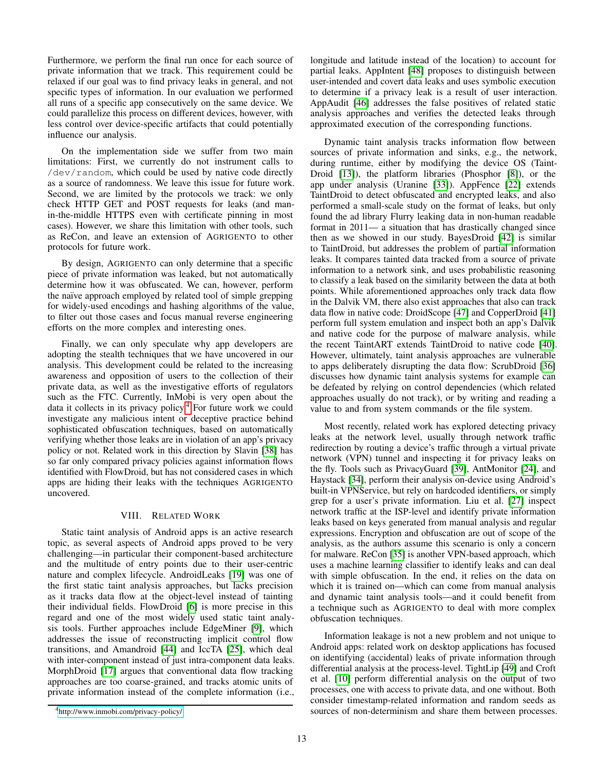Furthermore, we perform the final run once for each source of private information that we track. This requirement could be relaxed if our goal was to find privacy leaks in general, and not specific types of information. In our evaluation we performed all runs of a specific app consecutively on the same device. We could parallelize this process on different devices, however, with less control over device-specific artifacts that could potentially influence our analysis.

On the implementation side we suffer from two main limitations: First, we currently do not instrument calls to `/dev/random`, which could be used by native code directly as a source of randomness. We leave this issue for future work. Second, we are limited by the protocols we track: we only check HTTP GET and POST requests for leaks (and man-in-the-middle HTTPS even with certificate pinning in most cases). However, we share this limitation with other tools, such as ReCon, and leave an extension of AGRIGENTO to other protocols for future work.

By design, AGRIGENTO can only determine that a specific piece of private information was leaked, but not automatically determine how it was obfuscated. We can, however, perform the naïve approach employed by related tool of simple grepping for widely-used encodings and hashing algorithms of the value, to filter out those cases and focus manual reverse engineering efforts on the more complex and interesting ones.

Finally, we can only speculate why app developers are adopting the stealth techniques that we have uncovered in our analysis. This development could be related to the increasing awareness and opposition of users to the collection of their private data, as well as the investigative efforts of regulators such as the FTC. Currently, InMobi is very open about the data it collects in its privacy policy.[4] For future work we could investigate any malicious intent or deceptive practice behind sophisticated obfuscation techniques, based on automatically verifying whether those leaks are in violation of an app's privacy policy or not. Related work in this direction by Slavin [38] has so far only compared privacy policies against information flows identified with FlowDroid, but has not considered cases in which apps are hiding their leaks with the techniques AGRIGENTO uncovered.

## VIII. Related Work

Static taint analysis of Android apps is an active research topic, as several aspects of Android apps proved to be very challenging—in particular their component-based architecture and the multitude of entry points due to their user-centric nature and complex lifecycle. AndroidLeaks [19] was one of the first static taint analysis approaches, but lacks precision as it tracks data flow at the object-level instead of tainting their individual fields. FlowDroid [6] is more precise in this regard and one of the most widely used static taint analysis tools. Further approaches include EdgeMiner [9], which addresses the issue of reconstructing implicit control flow transitions, and Amandroid [44] and IccTA [25], which deal with inter-component instead of just intra-component data leaks. MorphDroid [17] argues that conventional data flow tracking approaches are too coarse-grained, and tracks atomic units of private information instead of the complete information (i.e., longitude and latitude instead of the location) to account for partial leaks. AppIntent [48] proposes to distinguish between user-intended and covert data leaks and uses symbolic execution to determine if a privacy leak is a result of user interaction. AppAudit [46] addresses the false positives of related static analysis approaches and verifies the detected leaks through approximated execution of the corresponding functions.

Dynamic taint analysis tracks information flow between sources of private information and sinks, e.g., the network, during runtime, either by modifying the device OS (TaintDroid [13]), the platform libraries (Phosphor [8]), or the app under analysis (Uranine [33]). AppFence [22] extends TaintDroid to detect obfuscated and encrypted leaks, and also performed a small-scale study on the format of leaks, but only found the ad library Flurry leaking data in non-human readable format in 2011— a situation that has drastically changed since then as we showed in our study. BayesDroid [42] is similar to TaintDroid, but addresses the problem of partial information leaks. It compares tainted data tracked from a source of private information to a network sink, and uses probabilistic reasoning to classify a leak based on the similarity between the data at both points. While aforementioned approaches only track data flow in the Dalvik VM, there also exist approaches that also can track data flow in native code: DroidScope [47] and CopperDroid [41] perform full system emulation and inspect both an app's Dalvik and native code for the purpose of malware analysis, while the recent TaintART extends TaintDroid to native code [40]. However, ultimately, taint analysis approaches are vulnerable to apps deliberately disrupting the data flow: ScrubDroid [36] discusses how dynamic taint analysis systems for example can be defeated by relying on control dependencies (which related approaches usually do not track), or by writing and reading a value to and from system commands or the file system.

Most recently, related work has explored detecting privacy leaks at the network level, usually through network traffic redirection by routing a device's traffic through a virtual private network (VPN) tunnel and inspecting it for privacy leaks on the fly. Tools such as PrivacyGuard [39], AntMonitor [24], and Haystack [34], perform their analysis on-device using Android's built-in VPNService, but rely on hardcoded identifiers, or simply grep for a user's private information. Liu et al. [27] inspect network traffic at the ISP-level and identify private information leaks based on keys generated from manual analysis and regular expressions. Encryption and obfuscation are out of scope of the analysis, as the authors assume this scenario is only a concern for malware. ReCon [35] is another VPN-based approach, which uses a machine learning classifier to identify leaks and can deal with simple obfuscation. In the end, it relies on the data on which it is trained on—which can come from manual analysis and dynamic taint analysis tools—and it could benefit from a technique such as AGRIGENTO to deal with more complex obfuscation techniques.

Information leakage is not a new problem and not unique to Android apps: related work on desktop applications has focused on identifying (accidental) leaks of private information through differential analysis at the process-level. TightLip [49] and Croft et al. [10] perform differential analysis on the output of two processes, one with access to private data, and one without. Both consider timestamp-related information and random seeds as sources of non-determinism and share them between processes.

[4] http://www.inmobi.com/privacy-policy/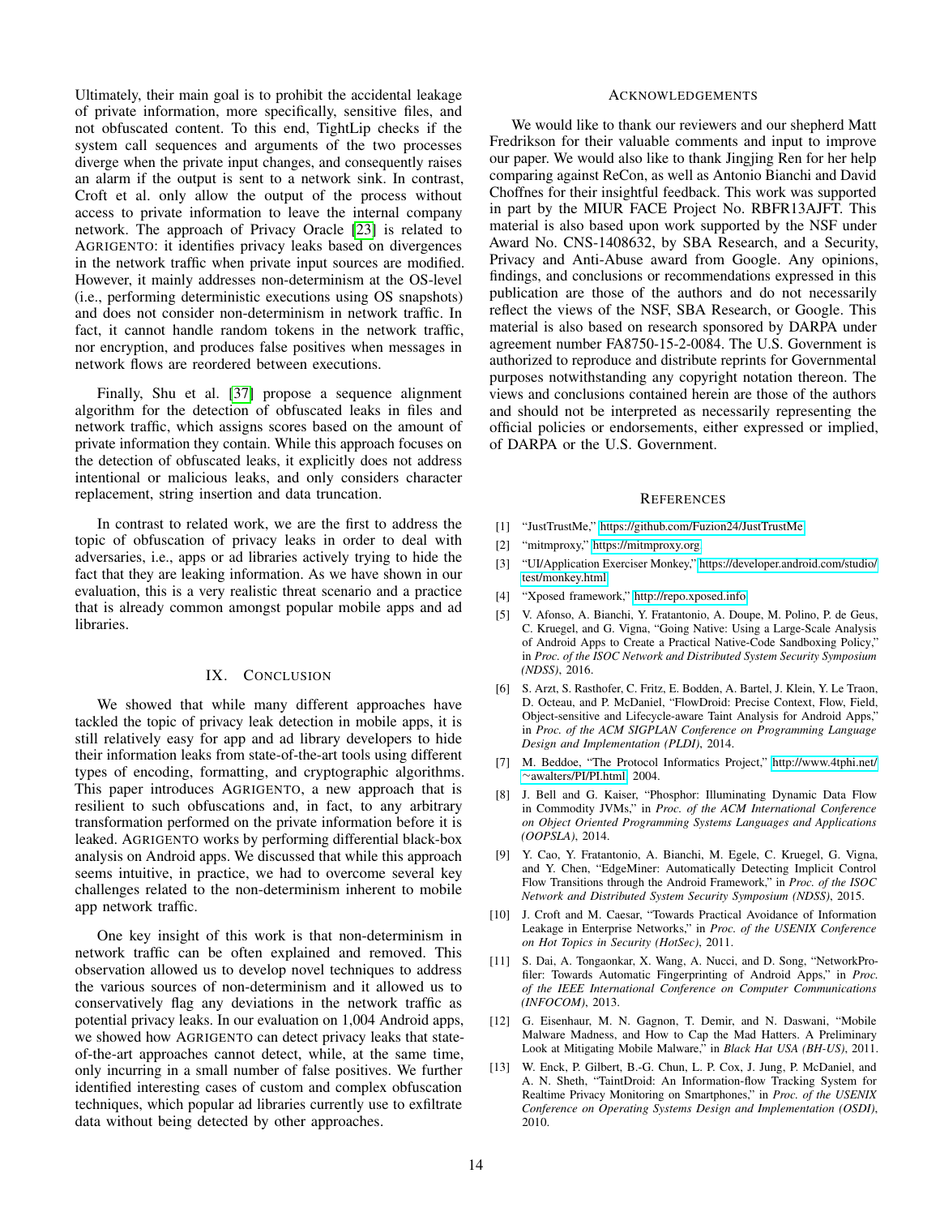Ultimately, their main goal is to prohibit the accidental leakage of private information, more specifically, sensitive files, and not obfuscated content. To this end, TightLip checks if the system call sequences and arguments of the two processes diverge when the private input changes, and consequently raises an alarm if the output is sent to a network sink. In contrast, Croft et al. only allow the output of the process without access to private information to leave the internal company network. The approach of Privacy Oracle [23] is related to AGRIGENTO: it identifies privacy leaks based on divergences in the network traffic when private input sources are modified. However, it mainly addresses non-determinism at the OS-level (i.e., performing deterministic executions using OS snapshots) and does not consider non-determinism in network traffic. In fact, it cannot handle random tokens in the network traffic, nor encryption, and produces false positives when messages in network flows are reordered between executions.

Finally, Shu et al. [37] propose a sequence alignment algorithm for the detection of obfuscated leaks in files and network traffic, which assigns scores based on the amount of private information they contain. While this approach focuses on the detection of obfuscated leaks, it explicitly does not address intentional or malicious leaks, and only considers character replacement, string insertion and data truncation.

In contrast to related work, we are the first to address the topic of obfuscation of privacy leaks in order to deal with adversaries, i.e., apps or ad libraries actively trying to hide the fact that they are leaking information. As we have shown in our evaluation, this is a very realistic threat scenario and a practice that is already common amongst popular mobile apps and ad libraries.

## IX. Conclusion

We showed that while many different approaches have tackled the topic of privacy leak detection in mobile apps, it is still relatively easy for app and ad library developers to hide their information leaks from state-of-the-art tools using different types of encoding, formatting, and cryptographic algorithms. This paper introduces AGRIGENTO, a new approach that is resilient to such obfuscations and, in fact, to any arbitrary transformation performed on the private information before it is leaked. AGRIGENTO works by performing differential black-box analysis on Android apps. We discussed that while this approach seems intuitive, in practice, we had to overcome several key challenges related to the non-determinism inherent to mobile app network traffic.

One key insight of this work is that non-determinism in network traffic can be often explained and removed. This observation allowed us to develop novel techniques to address the various sources of non-determinism and it allowed us to conservatively flag any deviations in the network traffic as potential privacy leaks. In our evaluation on 1,004 Android apps, we showed how AGRIGENTO can detect privacy leaks that state-of-the-art approaches cannot detect, while, at the same time, only incurring in a small number of false positives. We further identified interesting cases of custom and complex obfuscation techniques, which popular ad libraries currently use to exfiltrate data without being detected by other approaches.

## Acknowledgements

We would like to thank our reviewers and our shepherd Matt Fredrikson for their valuable comments and input to improve our paper. We would also like to thank Jingjing Ren for her help comparing against ReCon, as well as Antonio Bianchi and David Choffnes for their insightful feedback. This work was supported in part by the MIUR FACE Project No. RBFR13AJFT. This material is also based upon work supported by the NSF under Award No. CNS-1408632, by SBA Research, and a Security, Privacy and Anti-Abuse award from Google. Any opinions, findings, and conclusions or recommendations expressed in this publication are those of the authors and do not necessarily reflect the views of the NSF, SBA Research, or Google. This material is also based on research sponsored by DARPA under agreement number FA8750-15-2-0084. The U.S. Government is authorized to reproduce and distribute reprints for Governmental purposes notwithstanding any copyright notation thereon. The views and conclusions contained herein are those of the authors and should not be interpreted as necessarily representing the official policies or endorsements, either expressed or implied, of DARPA or the U.S. Government.

## References

[1] "JustTrustMe," https://github.com/Fuzion24/JustTrustMe

[2] "mitmproxy," https://mitmproxy.org

[3] "UI/Application Exerciser Monkey," https://developer.android.com/studio/test/monkey.html

[4] "Xposed framework," http://repo.xposed.info

[5] V. Afonso, A. Bianchi, Y. Fratantonio, A. Doupe, M. Polino, P. de Geus, C. Kruegel, and G. Vigna, "Going Native: Using a Large-Scale Analysis of Android Apps to Create a Practical Native-Code Sandboxing Policy," in *Proc. of the ISOC Network and Distributed System Security Symposium (NDSS)*, 2016.

[6] S. Arzt, S. Rasthofer, C. Fritz, E. Bodden, A. Bartel, J. Klein, Y. Le Traon, D. Octeau, and P. McDaniel, "FlowDroid: Precise Context, Flow, Field, Object-sensitive and Lifecycle-aware Taint Analysis for Android Apps," in *Proc. of the ACM SIGPLAN Conference on Programming Language Design and Implementation (PLDI)*, 2014.

[7] M. Beddoe, "The Protocol Informatics Project," http://www.4tphi.net/~awalters/PI/PI.html, 2004.

[8] J. Bell and G. Kaiser, "Phosphor: Illuminating Dynamic Data Flow in Commodity JVMs," in *Proc. of the ACM International Conference on Object Oriented Programming Systems Languages and Applications (OOPSLA)*, 2014.

[9] Y. Cao, Y. Fratantonio, A. Bianchi, M. Egele, C. Kruegel, G. Vigna, and Y. Chen, "EdgeMiner: Automatically Detecting Implicit Control Flow Transitions through the Android Framework," in *Proc. of the ISOC Network and Distributed System Security Symposium (NDSS)*, 2015.

[10] J. Croft and M. Caesar, "Towards Practical Avoidance of Information Leakage in Enterprise Networks," in *Proc. of the USENIX Conference on Hot Topics in Security (HotSec)*, 2011.

[11] S. Dai, A. Tongaonkar, X. Wang, A. Nucci, and D. Song, "NetworkProfiler: Towards Automatic Fingerprinting of Android Apps," in *Proc. of the IEEE International Conference on Computer Communications (INFOCOM)*, 2013.

[12] G. Eisenhaur, M. N. Gagnon, T. Demir, and N. Daswani, "Mobile Malware Madness, and How to Cap the Mad Hatters. A Preliminary Look at Mitigating Mobile Malware," in *Black Hat USA (BH-US)*, 2011.

[13] W. Enck, P. Gilbert, B.-G. Chun, L. P. Cox, J. Jung, P. McDaniel, and A. N. Sheth, "TaintDroid: An Information-flow Tracking System for Realtime Privacy Monitoring on Smartphones," in *Proc. of the USENIX Conference on Operating Systems Design and Implementation (OSDI)*, 2010.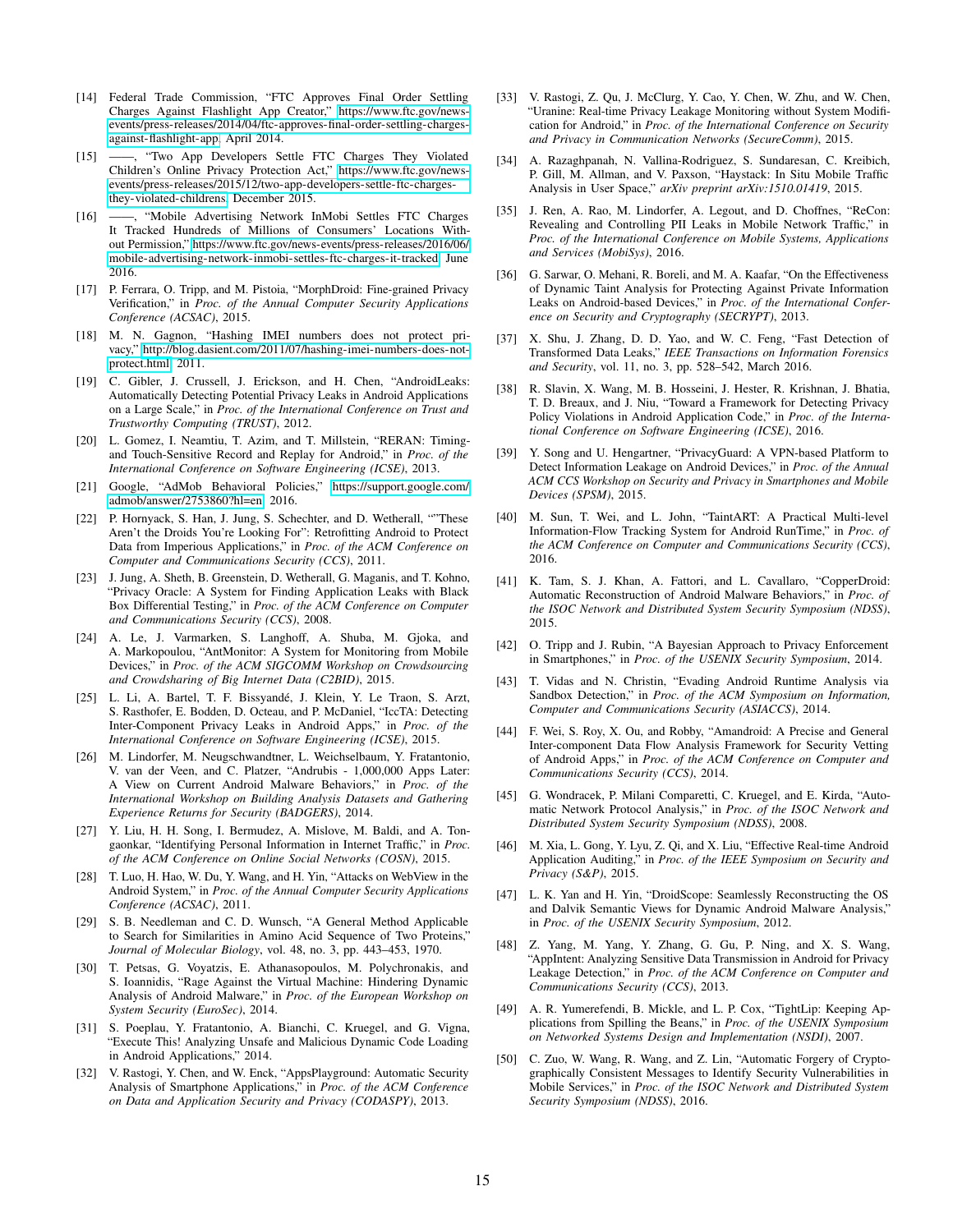[14] Federal Trade Commission, "FTC Approves Final Order Settling Charges Against Flashlight App Creator," https://www.ftc.gov/news-events/press-releases/2014/04/ftc-approves-final-order-settling-charges-against-flashlight-app, April 2014.

[15] ——, "Two App Developers Settle FTC Charges They Violated Children's Online Privacy Protection Act," https://www.ftc.gov/news-events/press-releases/2015/12/two-app-developers-settle-ftc-charges-they-violated-childrens, December 2015.

[16] ——, "Mobile Advertising Network InMobi Settles FTC Charges It Tracked Hundreds of Millions of Consumers' Locations Without Permission," https://www.ftc.gov/news-events/press-releases/2016/06/mobile-advertising-network-inmobi-settles-ftc-charges-it-tracked, June 2016.

[17] P. Ferrara, O. Tripp, and M. Pistoia, "MorphDroid: Fine-grained Privacy Verification," in *Proc. of the Annual Computer Security Applications Conference (ACSAC)*, 2015.

[18] M. N. Gagnon, "Hashing IMEI numbers does not protect privacy," http://blog.dasient.com/2011/07/hashing-imei-numbers-does-not-protect.html, 2011.

[19] C. Gibler, J. Crussell, J. Erickson, and H. Chen, "AndroidLeaks: Automatically Detecting Potential Privacy Leaks in Android Applications on a Large Scale," in *Proc. of the International Conference on Trust and Trustworthy Computing (TRUST)*, 2012.

[20] L. Gomez, I. Neamtiu, T. Azim, and T. Millstein, "RERAN: Timing- and Touch-Sensitive Record and Replay for Android," in *Proc. of the International Conference on Software Engineering (ICSE)*, 2013.

[21] Google, "AdMob Behavioral Policies," https://support.google.com/admob/answer/2753860?hl=en, 2016.

[22] P. Hornyack, S. Han, J. Jung, S. Schechter, and D. Wetherall, ""These Aren't the Droids You're Looking For": Retrofitting Android to Protect Data from Imperious Applications," in *Proc. of the ACM Conference on Computer and Communications Security (CCS)*, 2011.

[23] J. Jung, A. Sheth, B. Greenstein, D. Wetherall, G. Maganis, and T. Kohno, "Privacy Oracle: A System for Finding Application Leaks with Black Box Differential Testing," in *Proc. of the ACM Conference on Computer and Communications Security (CCS)*, 2008.

[24] A. Le, J. Varmarken, S. Langhoff, A. Shuba, M. Gjoka, and A. Markopoulou, "AntMonitor: A System for Monitoring from Mobile Devices," in *Proc. of the ACM SIGCOMM Workshop on Crowdsourcing and Crowdsharing of Big Internet Data (C2BID)*, 2015.

[25] L. Li, A. Bartel, T. F. Bissyandé, J. Klein, Y. Le Traon, S. Arzt, S. Rasthofer, E. Bodden, D. Octeau, and P. McDaniel, "IccTA: Detecting Inter-Component Privacy Leaks in Android Apps," in *Proc. of the International Conference on Software Engineering (ICSE)*, 2015.

[26] M. Lindorfer, M. Neugschwandtner, L. Weichselbaum, Y. Fratantonio, V. van der Veen, and C. Platzer, "Andrubis - 1,000,000 Apps Later: A View on Current Android Malware Behaviors," in *Proc. of the International Workshop on Building Analysis Datasets and Gathering Experience Returns for Security (BADGERS)*, 2014.

[27] Y. Liu, H. H. Song, I. Bermudez, A. Mislove, M. Baldi, and A. Tongaonkar, "Identifying Personal Information in Internet Traffic," in *Proc. of the ACM Conference on Online Social Networks (COSN)*, 2015.

[28] T. Luo, H. Hao, W. Du, Y. Wang, and H. Yin, "Attacks on WebView in the Android System," in *Proc. of the Annual Computer Security Applications Conference (ACSAC)*, 2011.

[29] S. B. Needleman and C. D. Wunsch, "A General Method Applicable to Search for Similarities in Amino Acid Sequence of Two Proteins," *Journal of Molecular Biology*, vol. 48, no. 3, pp. 443–453, 1970.

[30] T. Petsas, G. Voyatzis, E. Athanasopoulos, M. Polychronakis, and S. Ioannidis, "Rage Against the Virtual Machine: Hindering Dynamic Analysis of Android Malware," in *Proc. of the European Workshop on System Security (EuroSec)*, 2014.

[31] S. Poeplau, Y. Fratantonio, A. Bianchi, C. Kruegel, and G. Vigna, "Execute This! Analyzing Unsafe and Malicious Dynamic Code Loading in Android Applications," 2014.

[32] V. Rastogi, Y. Chen, and W. Enck, "AppsPlayground: Automatic Security Analysis of Smartphone Applications," in *Proc. of the ACM Conference on Data and Application Security and Privacy (CODASPY)*, 2013.

[33] V. Rastogi, Z. Qu, J. McClurg, Y. Cao, Y. Chen, W. Zhu, and W. Chen, "Uranine: Real-time Privacy Leakage Monitoring without System Modification for Android," in *Proc. of the International Conference on Security and Privacy in Communication Networks (SecureComm)*, 2015.

[34] A. Razaghpanah, N. Vallina-Rodriguez, S. Sundaresan, C. Kreibich, P. Gill, M. Allman, and V. Paxson, "Haystack: In Situ Mobile Traffic Analysis in User Space," *arXiv preprint arXiv:1510.01419*, 2015.

[35] J. Ren, A. Rao, M. Lindorfer, A. Legout, and D. Choffnes, "ReCon: Revealing and Controlling PII Leaks in Mobile Network Traffic," in *Proc. of the International Conference on Mobile Systems, Applications and Services (MobiSys)*, 2016.

[36] G. Sarwar, O. Mehani, R. Boreli, and M. A. Kaafar, "On the Effectiveness of Dynamic Taint Analysis for Protecting Against Private Information Leaks on Android-based Devices," in *Proc. of the International Conference on Security and Cryptography (SECRYPT)*, 2013.

[37] X. Shu, J. Zhang, D. D. Yao, and W. C. Feng, "Fast Detection of Transformed Data Leaks," *IEEE Transactions on Information Forensics and Security*, vol. 11, no. 3, pp. 528–542, March 2016.

[38] R. Slavin, X. Wang, M. B. Hosseini, J. Hester, R. Krishnan, J. Bhatia, T. D. Breaux, and J. Niu, "Toward a Framework for Detecting Privacy Policy Violations in Android Application Code," in *Proc. of the International Conference on Software Engineering (ICSE)*, 2016.

[39] Y. Song and U. Hengartner, "PrivacyGuard: A VPN-based Platform to Detect Information Leakage on Android Devices," in *Proc. of the Annual ACM CCS Workshop on Security and Privacy in Smartphones and Mobile Devices (SPSM)*, 2015.

[40] M. Sun, T. Wei, and L. John, "TaintART: A Practical Multi-level Information-Flow Tracking System for Android RunTime," in *Proc. of the ACM Conference on Computer and Communications Security (CCS)*, 2016.

[41] K. Tam, S. J. Khan, A. Fattori, and L. Cavallaro, "CopperDroid: Automatic Reconstruction of Android Malware Behaviors," in *Proc. of the ISOC Network and Distributed System Security Symposium (NDSS)*, 2015.

[42] O. Tripp and J. Rubin, "A Bayesian Approach to Privacy Enforcement in Smartphones," in *Proc. of the USENIX Security Symposium*, 2014.

[43] T. Vidas and N. Christin, "Evading Android Runtime Analysis via Sandbox Detection," in *Proc. of the ACM Symposium on Information, Computer and Communications Security (ASIACCS)*, 2014.

[44] F. Wei, S. Roy, X. Ou, and Robby, "Amandroid: A Precise and General Inter-component Data Flow Analysis Framework for Security Vetting of Android Apps," in *Proc. of the ACM Conference on Computer and Communications Security (CCS)*, 2014.

[45] G. Wondracek, P. Milani Comparetti, C. Kruegel, and E. Kirda, "Automatic Network Protocol Analysis," in *Proc. of the ISOC Network and Distributed System Security Symposium (NDSS)*, 2008.

[46] M. Xia, L. Gong, Y. Lyu, Z. Qi, and X. Liu, "Effective Real-time Android Application Auditing," in *Proc. of the IEEE Symposium on Security and Privacy (S&P)*, 2015.

[47] L. K. Yan and H. Yin, "DroidScope: Seamlessly Reconstructing the OS and Dalvik Semantic Views for Dynamic Android Malware Analysis," in *Proc. of the USENIX Security Symposium*, 2012.

[48] Z. Yang, M. Yang, Y. Zhang, G. Gu, P. Ning, and X. S. Wang, "AppIntent: Analyzing Sensitive Data Transmission in Android for Privacy Leakage Detection," in *Proc. of the ACM Conference on Computer and Communications Security (CCS)*, 2013.

[49] A. R. Yumerefendi, B. Mickle, and L. P. Cox, "TightLip: Keeping Applications from Spilling the Beans," in *Proc. of the USENIX Symposium on Networked Systems Design and Implementation (NSDI)*, 2007.

[50] C. Zuo, W. Wang, R. Wang, and Z. Lin, "Automatic Forgery of Cryptographically Consistent Messages to Identify Security Vulnerabilities in Mobile Services," in *Proc. of the ISOC Network and Distributed System Security Symposium (NDSS)*, 2016.